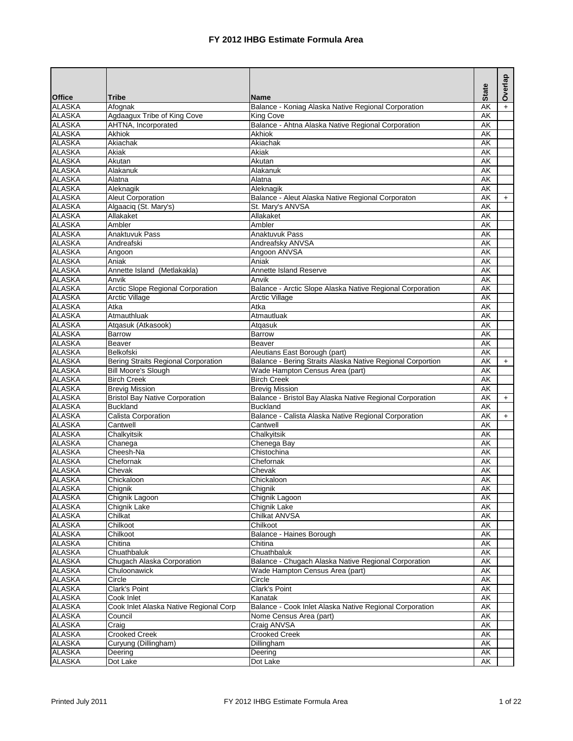# FY 2012 IHBG Estimate Formula Area

| Office | Tribe | Name | State | Overlap |
|---|---|---|---|---|
| ALASKA | Afognak | Balance - Koniag Alaska Native Regional Corporation | AK | + |
| ALASKA | Agdaagux Tribe of King Cove | King Cove | AK | |
| ALASKA | AHTNA, Incorporated | Balance - Ahtna Alaska Native Regional Corporation | AK | |
| ALASKA | Akhiok | Akhiok | AK | |
| ALASKA | Akiachak | Akiachak | AK | |
| ALASKA | Akiak | Akiak | AK | |
| ALASKA | Akutan | Akutan | AK | |
| ALASKA | Alakanuk | Alakanuk | AK | |
| ALASKA | Alatna | Alatna | AK | |
| ALASKA | Aleknagik | Aleknagik | AK | |
| ALASKA | Aleut Corporation | Balance - Aleut Alaska Native Regional Corporaton | AK | + |
| ALASKA | Algaaciq (St. Mary's) | St. Mary's ANVSA | AK | |
| ALASKA | Allakaket | Allakaket | AK | |
| ALASKA | Ambler | Ambler | AK | |
| ALASKA | Anaktuvuk Pass | Anaktuvuk Pass | AK | |
| ALASKA | Andreafski | Andreafsky ANVSA | AK | |
| ALASKA | Angoon | Angoon ANVSA | AK | |
| ALASKA | Aniak | Aniak | AK | |
| ALASKA | Annette Island (Metlakakla) | Annette Island Reserve | AK | |
| ALASKA | Anvik | Anvik | AK | |
| ALASKA | Arctic Slope Regional Corporation | Balance - Arctic Slope Alaska Native Regional Corporation | AK | |
| ALASKA | Arctic Village | Arctic Village | AK | |
| ALASKA | Atka | Atka | AK | |
| ALASKA | Atmauthluak | Atmautluak | AK | |
| ALASKA | Atqasuk (Atkasook) | Atqasuk | AK | |
| ALASKA | Barrow | Barrow | AK | |
| ALASKA | Beaver | Beaver | AK | |
| ALASKA | Belkofski | Aleutians East Borough (part) | AK | |
| ALASKA | Bering Straits Regional Corporation | Balance - Bering Straits Alaska Native Regional Corportion | AK | + |
| ALASKA | Bill Moore's Slough | Wade Hampton Census Area (part) | AK | |
| ALASKA | Birch Creek | Birch Creek | AK | |
| ALASKA | Brevig Mission | Brevig Mission | AK | |
| ALASKA | Bristol Bay Native Corporation | Balance - Bristol Bay Alaska Native Regional Corporation | AK | + |
| ALASKA | Buckland | Buckland | AK | |
| ALASKA | Calista Corporation | Balance - Calista Alaska Native Regional Corporation | AK | + |
| ALASKA | Cantwell | Cantwell | AK | |
| ALASKA | Chalkyitsik | Chalkyitsik | AK | |
| ALASKA | Chanega | Chenega Bay | AK | |
| ALASKA | Cheesh-Na | Chistochina | AK | |
| ALASKA | Chefornak | Chefornak | AK | |
| ALASKA | Chevak | Chevak | AK | |
| ALASKA | Chickaloon | Chickaloon | AK | |
| ALASKA | Chignik | Chignik | AK | |
| ALASKA | Chignik Lagoon | Chignik Lagoon | AK | |
| ALASKA | Chignik Lake | Chignik Lake | AK | |
| ALASKA | Chilkat | Chilkat ANVSA | AK | |
| ALASKA | Chilkoot | Chilkoot | AK | |
| ALASKA | Chilkoot | Balance - Haines Borough | AK | |
| ALASKA | Chitina | Chitina | AK | |
| ALASKA | Chuathbaluk | Chuathbaluk | AK | |
| ALASKA | Chugach Alaska Corporation | Balance - Chugach Alaska Native Regional Corporation | AK | |
| ALASKA | Chuloonawick | Wade Hampton Census Area (part) | AK | |
| ALASKA | Circle | Circle | AK | |
| ALASKA | Clark's Point | Clark's Point | AK | |
| ALASKA | Cook Inlet | Kanatak | AK | |
| ALASKA | Cook Inlet Alaska Native Regional Corp | Balance - Cook Inlet Alaska Native Regional Corporation | AK | |
| ALASKA | Council | Nome Census Area (part) | AK | |
| ALASKA | Craig | Craig ANVSA | AK | |
| ALASKA | Crooked Creek | Crooked Creek | AK | |
| ALASKA | Curyung (Dillingham) | Dillingham | AK | |
| ALASKA | Deering | Deering | AK | |
| ALASKA | Dot Lake | Dot Lake | AK | |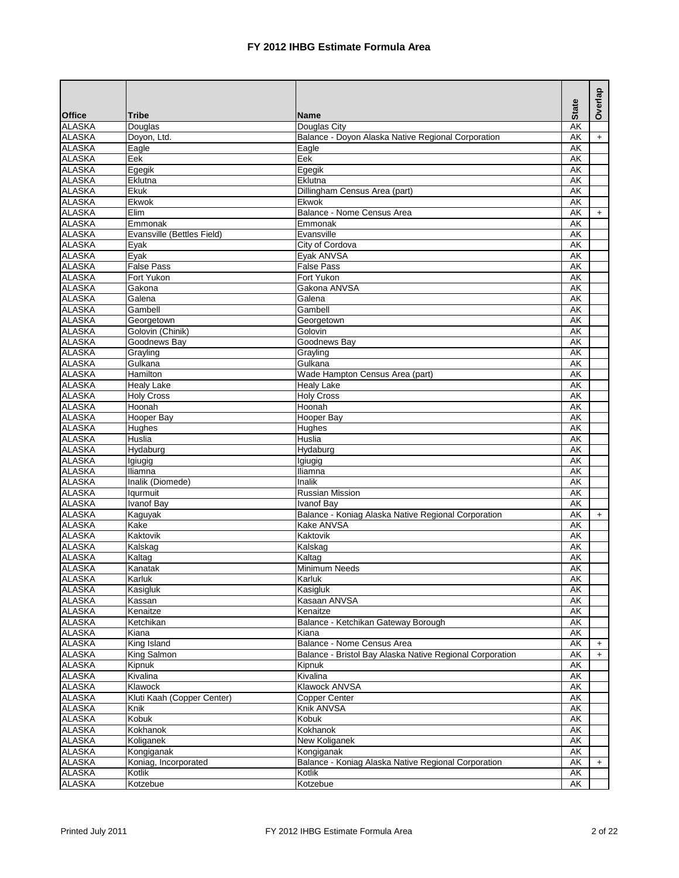# FY 2012 IHBG Estimate Formula Area

| Office | Tribe | Name | State | Overlap |
|---|---|---|---|---|
| ALASKA | Douglas | Douglas City | AK | |
| ALASKA | Doyon, Ltd. | Balance - Doyon Alaska Native Regional Corporation | AK | + |
| ALASKA | Eagle | Eagle | AK | |
| ALASKA | Eek | Eek | AK | |
| ALASKA | Egegik | Egegik | AK | |
| ALASKA | Eklutna | Eklutna | AK | |
| ALASKA | Ekuk | Dillingham Census Area (part) | AK | |
| ALASKA | Ekwok | Ekwok | AK | |
| ALASKA | Elim | Balance - Nome Census Area | AK | + |
| ALASKA | Emmonak | Emmonak | AK | |
| ALASKA | Evansville (Bettles Field) | Evansville | AK | |
| ALASKA | Eyak | City of Cordova | AK | |
| ALASKA | Eyak | Eyak ANVSA | AK | |
| ALASKA | False Pass | False Pass | AK | |
| ALASKA | Fort Yukon | Fort Yukon | AK | |
| ALASKA | Gakona | Gakona ANVSA | AK | |
| ALASKA | Galena | Galena | AK | |
| ALASKA | Gambell | Gambell | AK | |
| ALASKA | Georgetown | Georgetown | AK | |
| ALASKA | Golovin (Chinik) | Golovin | AK | |
| ALASKA | Goodnews Bay | Goodnews Bay | AK | |
| ALASKA | Grayling | Grayling | AK | |
| ALASKA | Gulkana | Gulkana | AK | |
| ALASKA | Hamilton | Wade Hampton Census Area (part) | AK | |
| ALASKA | Healy Lake | Healy Lake | AK | |
| ALASKA | Holy Cross | Holy Cross | AK | |
| ALASKA | Hoonah | Hoonah | AK | |
| ALASKA | Hooper Bay | Hooper Bay | AK | |
| ALASKA | Hughes | Hughes | AK | |
| ALASKA | Huslia | Huslia | AK | |
| ALASKA | Hydaburg | Hydaburg | AK | |
| ALASKA | Igiugig | Igiugig | AK | |
| ALASKA | Iliamna | Iliamna | AK | |
| ALASKA | Inalik (Diomede) | Inalik | AK | |
| ALASKA | Iqurmuit | Russian Mission | AK | |
| ALASKA | Ivanof Bay | Ivanof Bay | AK | |
| ALASKA | Kaguyak | Balance - Koniag Alaska Native Regional Corporation | AK | + |
| ALASKA | Kake | Kake ANVSA | AK | |
| ALASKA | Kaktovik | Kaktovik | AK | |
| ALASKA | Kalskag | Kalskag | AK | |
| ALASKA | Kaltag | Kaltag | AK | |
| ALASKA | Kanatak | Minimum Needs | AK | |
| ALASKA | Karluk | Karluk | AK | |
| ALASKA | Kasigluk | Kasigluk | AK | |
| ALASKA | Kassan | Kasaan ANVSA | AK | |
| ALASKA | Kenaitze | Kenaitze | AK | |
| ALASKA | Ketchikan | Balance - Ketchikan Gateway Borough | AK | |
| ALASKA | Kiana | Kiana | AK | |
| ALASKA | King Island | Balance - Nome Census Area | AK | + |
| ALASKA | King Salmon | Balance - Bristol Bay Alaska Native Regional Corporation | AK | + |
| ALASKA | Kipnuk | Kipnuk | AK | |
| ALASKA | Kivalina | Kivalina | AK | |
| ALASKA | Klawock | Klawock ANVSA | AK | |
| ALASKA | Kluti Kaah (Copper Center) | Copper Center | AK | |
| ALASKA | Knik | Knik ANVSA | AK | |
| ALASKA | Kobuk | Kobuk | AK | |
| ALASKA | Kokhanok | Kokhanok | AK | |
| ALASKA | Koliganek | New Koliganek | AK | |
| ALASKA | Kongiganak | Kongiganak | AK | |
| ALASKA | Koniag, Incorporated | Balance - Koniag Alaska Native Regional Corporation | AK | + |
| ALASKA | Kotlik | Kotlik | AK | |
| ALASKA | Kotzebue | Kotzebue | AK | |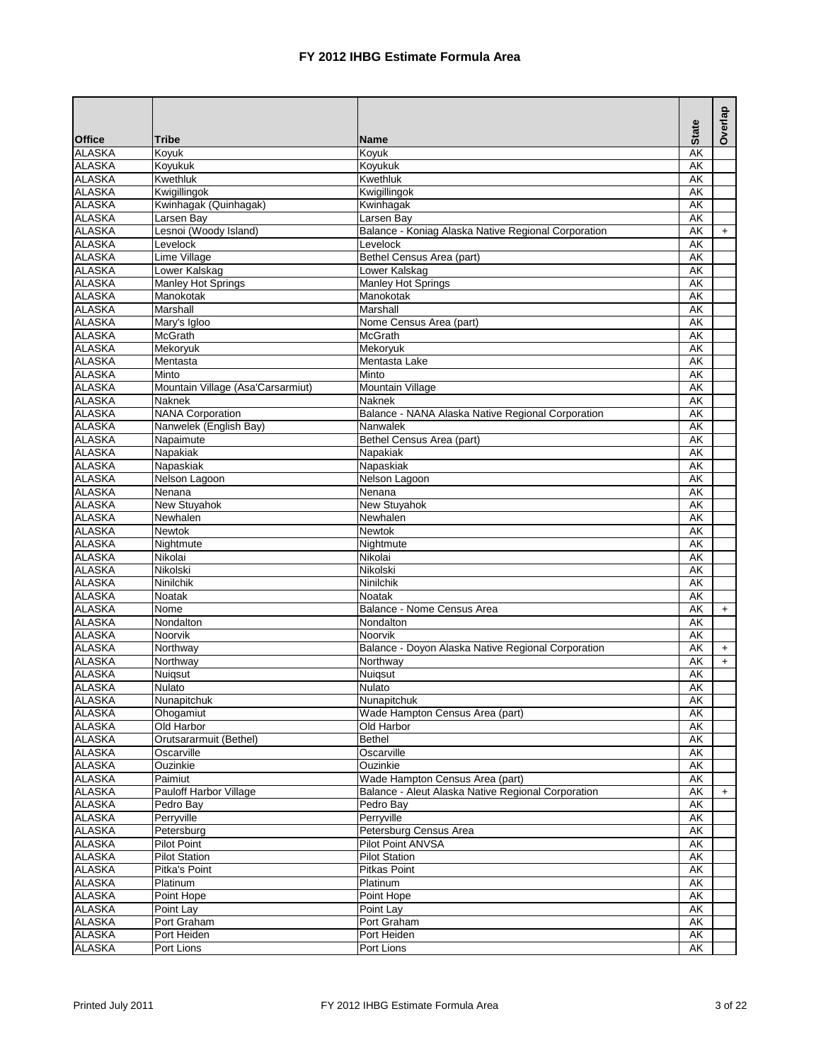# FY 2012 IHBG Estimate Formula Area

| Office | Tribe | Name | State | Overlap |
|---|---|---|---|---|
| ALASKA | Koyuk | Koyuk | AK | |
| ALASKA | Koyukuk | Koyukuk | AK | |
| ALASKA | Kwethluk | Kwethluk | AK | |
| ALASKA | Kwigillingok | Kwigillingok | AK | |
| ALASKA | Kwinhagak (Quinhagak) | Kwinhagak | AK | |
| ALASKA | Larsen Bay | Larsen Bay | AK | |
| ALASKA | Lesnoi (Woody Island) | Balance - Koniag Alaska Native Regional Corporation | AK | + |
| ALASKA | Levelock | Levelock | AK | |
| ALASKA | Lime Village | Bethel Census Area (part) | AK | |
| ALASKA | Lower Kalskag | Lower Kalskag | AK | |
| ALASKA | Manley Hot Springs | Manley Hot Springs | AK | |
| ALASKA | Manokotak | Manokotak | AK | |
| ALASKA | Marshall | Marshall | AK | |
| ALASKA | Mary's Igloo | Nome Census Area (part) | AK | |
| ALASKA | McGrath | McGrath | AK | |
| ALASKA | Mekoryuk | Mekoryuk | AK | |
| ALASKA | Mentasta | Mentasta Lake | AK | |
| ALASKA | Minto | Minto | AK | |
| ALASKA | Mountain Village (Asa'Carsarmiut) | Mountain Village | AK | |
| ALASKA | Naknek | Naknek | AK | |
| ALASKA | NANA Corporation | Balance - NANA Alaska Native Regional Corporation | AK | |
| ALASKA | Nanwelek (English Bay) | Nanwalek | AK | |
| ALASKA | Napaimute | Bethel Census Area (part) | AK | |
| ALASKA | Napakiak | Napakiak | AK | |
| ALASKA | Napaskiak | Napaskiak | AK | |
| ALASKA | Nelson Lagoon | Nelson Lagoon | AK | |
| ALASKA | Nenana | Nenana | AK | |
| ALASKA | New Stuyahok | New Stuyahok | AK | |
| ALASKA | Newhalen | Newhalen | AK | |
| ALASKA | Newtok | Newtok | AK | |
| ALASKA | Nightmute | Nightmute | AK | |
| ALASKA | Nikolai | Nikolai | AK | |
| ALASKA | Nikolski | Nikolski | AK | |
| ALASKA | Ninilchik | Ninilchik | AK | |
| ALASKA | Noatak | Noatak | AK | |
| ALASKA | Nome | Balance - Nome Census Area | AK | + |
| ALASKA | Nondalton | Nondalton | AK | |
| ALASKA | Noorvik | Noorvik | AK | |
| ALASKA | Northway | Balance - Doyon Alaska Native Regional Corporation | AK | + |
| ALASKA | Northway | Northway | AK | + |
| ALASKA | Nuiqsut | Nuiqsut | AK | |
| ALASKA | Nulato | Nulato | AK | |
| ALASKA | Nunapitchuk | Nunapitchuk | AK | |
| ALASKA | Ohogamiut | Wade Hampton Census Area (part) | AK | |
| ALASKA | Old Harbor | Old Harbor | AK | |
| ALASKA | Orutsararmuit (Bethel) | Bethel | AK | |
| ALASKA | Oscarville | Oscarville | AK | |
| ALASKA | Ouzinkie | Ouzinkie | AK | |
| ALASKA | Paimiut | Wade Hampton Census Area (part) | AK | |
| ALASKA | Pauloff Harbor Village | Balance - Aleut Alaska Native Regional Corporation | AK | + |
| ALASKA | Pedro Bay | Pedro Bay | AK | |
| ALASKA | Perryville | Perryville | AK | |
| ALASKA | Petersburg | Petersburg Census Area | AK | |
| ALASKA | Pilot Point | Pilot Point ANVSA | AK | |
| ALASKA | Pilot Station | Pilot Station | AK | |
| ALASKA | Pitka's Point | Pitkas Point | AK | |
| ALASKA | Platinum | Platinum | AK | |
| ALASKA | Point Hope | Point Hope | AK | |
| ALASKA | Point Lay | Point Lay | AK | |
| ALASKA | Port Graham | Port Graham | AK | |
| ALASKA | Port Heiden | Port Heiden | AK | |
| ALASKA | Port Lions | Port Lions | AK | |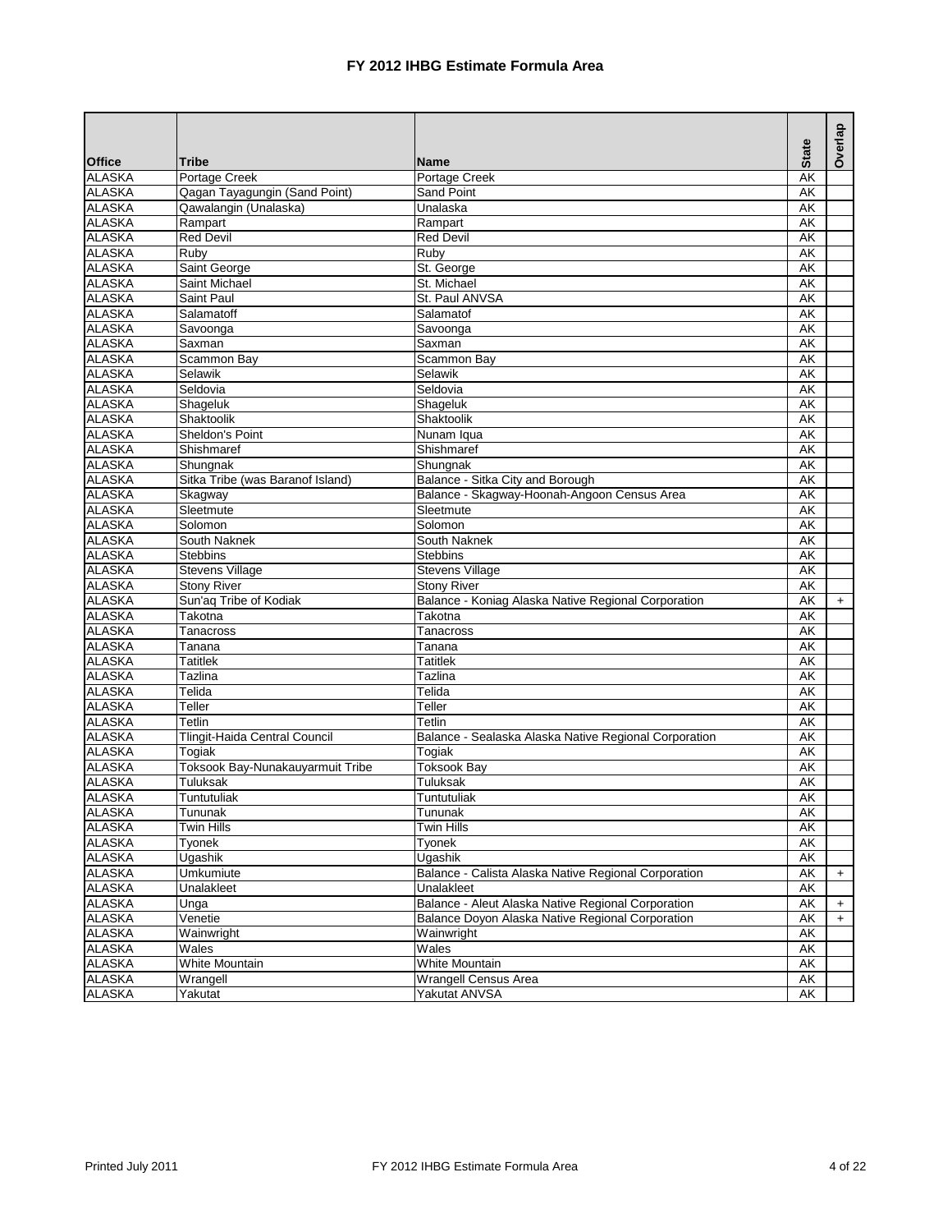# FY 2012 IHBG Estimate Formula Area

| Office | Tribe | Name | State | Overlap |
|---|---|---|---|---|
| ALASKA | Portage Creek | Portage Creek | AK | |
| ALASKA | Qagan Tayagungin (Sand Point) | Sand Point | AK | |
| ALASKA | Qawalangin (Unalaska) | Unalaska | AK | |
| ALASKA | Rampart | Rampart | AK | |
| ALASKA | Red Devil | Red Devil | AK | |
| ALASKA | Ruby | Ruby | AK | |
| ALASKA | Saint George | St. George | AK | |
| ALASKA | Saint Michael | St. Michael | AK | |
| ALASKA | Saint Paul | St. Paul ANVSA | AK | |
| ALASKA | Salamatoff | Salamatof | AK | |
| ALASKA | Savoonga | Savoonga | AK | |
| ALASKA | Saxman | Saxman | AK | |
| ALASKA | Scammon Bay | Scammon Bay | AK | |
| ALASKA | Selawik | Selawik | AK | |
| ALASKA | Seldovia | Seldovia | AK | |
| ALASKA | Shageluk | Shageluk | AK | |
| ALASKA | Shaktoolik | Shaktoolik | AK | |
| ALASKA | Sheldon's Point | Nunam Iqua | AK | |
| ALASKA | Shishmaref | Shishmaref | AK | |
| ALASKA | Shungnak | Shungnak | AK | |
| ALASKA | Sitka Tribe (was Baranof Island) | Balance - Sitka City and Borough | AK | |
| ALASKA | Skagway | Balance - Skagway-Hoonah-Angoon Census Area | AK | |
| ALASKA | Sleetmute | Sleetmute | AK | |
| ALASKA | Solomon | Solomon | AK | |
| ALASKA | South Naknek | South Naknek | AK | |
| ALASKA | Stebbins | Stebbins | AK | |
| ALASKA | Stevens Village | Stevens Village | AK | |
| ALASKA | Stony River | Stony River | AK | |
| ALASKA | Sun'aq Tribe of Kodiak | Balance - Koniag Alaska Native Regional Corporation | AK | + |
| ALASKA | Takotna | Takotna | AK | |
| ALASKA | Tanacross | Tanacross | AK | |
| ALASKA | Tanana | Tanana | AK | |
| ALASKA | Tatitlek | Tatitlek | AK | |
| ALASKA | Tazlina | Tazlina | AK | |
| ALASKA | Telida | Telida | AK | |
| ALASKA | Teller | Teller | AK | |
| ALASKA | Tetlin | Tetlin | AK | |
| ALASKA | Tlingit-Haida Central Council | Balance - Sealaska Alaska Native Regional Corporation | AK | |
| ALASKA | Togiak | Togiak | AK | |
| ALASKA | Toksook Bay-Nunakauyarmuit Tribe | Toksook Bay | AK | |
| ALASKA | Tuluksak | Tuluksak | AK | |
| ALASKA | Tuntutuliak | Tuntutuliak | AK | |
| ALASKA | Tununak | Tununak | AK | |
| ALASKA | Twin Hills | Twin Hills | AK | |
| ALASKA | Tyonek | Tyonek | AK | |
| ALASKA | Ugashik | Ugashik | AK | |
| ALASKA | Umkumiute | Balance - Calista Alaska Native Regional Corporation | AK | + |
| ALASKA | Unalakleet | Unalakleet | AK | |
| ALASKA | Unga | Balance - Aleut Alaska Native Regional Corporation | AK | + |
| ALASKA | Venetie | Balance Doyon Alaska Native Regional Corporation | AK | + |
| ALASKA | Wainwright | Wainwright | AK | |
| ALASKA | Wales | Wales | AK | |
| ALASKA | White Mountain | White Mountain | AK | |
| ALASKA | Wrangell | Wrangell Census Area | AK | |
| ALASKA | Yakutat | Yakutat ANVSA | AK | |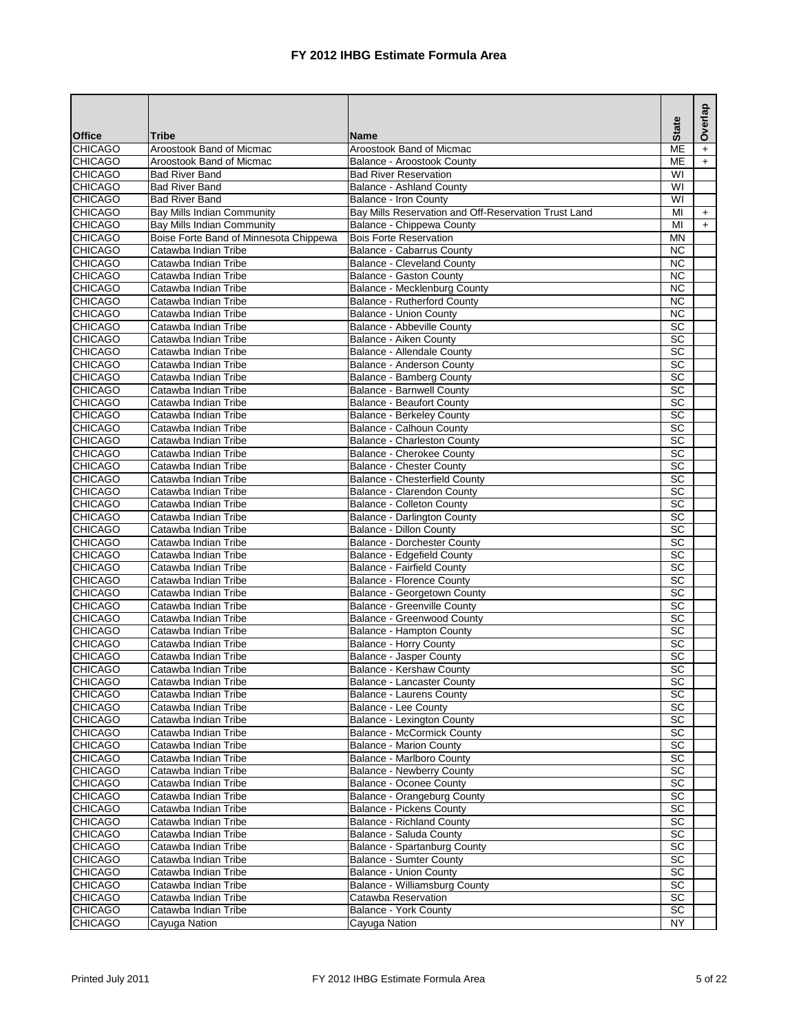# FY 2012 IHBG Estimate Formula Area

| Office | Tribe | Name | State | Overlap |
|---|---|---|---|---|
| CHICAGO | Aroostook Band of Micmac | Aroostook Band of Micmac | ME | + |
| CHICAGO | Aroostook Band of Micmac | Balance - Aroostook County | ME | + |
| CHICAGO | Bad River Band | Bad River Reservation | WI | |
| CHICAGO | Bad River Band | Balance - Ashland County | WI | |
| CHICAGO | Bad River Band | Balance - Iron County | WI | |
| CHICAGO | Bay Mills Indian Community | Bay Mills Reservation and Off-Reservation Trust Land | MI | + |
| CHICAGO | Bay Mills Indian Community | Balance - Chippewa County | MI | + |
| CHICAGO | Boise Forte Band of Minnesota Chippewa | Bois Forte Reservation | MN | |
| CHICAGO | Catawba Indian Tribe | Balance - Cabarrus County | NC | |
| CHICAGO | Catawba Indian Tribe | Balance - Cleveland County | NC | |
| CHICAGO | Catawba Indian Tribe | Balance - Gaston County | NC | |
| CHICAGO | Catawba Indian Tribe | Balance - Mecklenburg County | NC | |
| CHICAGO | Catawba Indian Tribe | Balance - Rutherford County | NC | |
| CHICAGO | Catawba Indian Tribe | Balance - Union County | NC | |
| CHICAGO | Catawba Indian Tribe | Balance - Abbeville County | SC | |
| CHICAGO | Catawba Indian Tribe | Balance - Aiken County | SC | |
| CHICAGO | Catawba Indian Tribe | Balance - Allendale County | SC | |
| CHICAGO | Catawba Indian Tribe | Balance - Anderson County | SC | |
| CHICAGO | Catawba Indian Tribe | Balance - Bamberg County | SC | |
| CHICAGO | Catawba Indian Tribe | Balance - Barnwell County | SC | |
| CHICAGO | Catawba Indian Tribe | Balance - Beaufort County | SC | |
| CHICAGO | Catawba Indian Tribe | Balance - Berkeley County | SC | |
| CHICAGO | Catawba Indian Tribe | Balance - Calhoun County | SC | |
| CHICAGO | Catawba Indian Tribe | Balance - Charleston County | SC | |
| CHICAGO | Catawba Indian Tribe | Balance - Cherokee County | SC | |
| CHICAGO | Catawba Indian Tribe | Balance - Chester County | SC | |
| CHICAGO | Catawba Indian Tribe | Balance - Chesterfield County | SC | |
| CHICAGO | Catawba Indian Tribe | Balance - Clarendon County | SC | |
| CHICAGO | Catawba Indian Tribe | Balance - Colleton County | SC | |
| CHICAGO | Catawba Indian Tribe | Balance - Darlington County | SC | |
| CHICAGO | Catawba Indian Tribe | Balance - Dillon County | SC | |
| CHICAGO | Catawba Indian Tribe | Balance - Dorchester County | SC | |
| CHICAGO | Catawba Indian Tribe | Balance - Edgefield County | SC | |
| CHICAGO | Catawba Indian Tribe | Balance - Fairfield County | SC | |
| CHICAGO | Catawba Indian Tribe | Balance - Florence County | SC | |
| CHICAGO | Catawba Indian Tribe | Balance - Georgetown County | SC | |
| CHICAGO | Catawba Indian Tribe | Balance - Greenville County | SC | |
| CHICAGO | Catawba Indian Tribe | Balance - Greenwood County | SC | |
| CHICAGO | Catawba Indian Tribe | Balance - Hampton County | SC | |
| CHICAGO | Catawba Indian Tribe | Balance - Horry County | SC | |
| CHICAGO | Catawba Indian Tribe | Balance - Jasper County | SC | |
| CHICAGO | Catawba Indian Tribe | Balance - Kershaw County | SC | |
| CHICAGO | Catawba Indian Tribe | Balance - Lancaster County | SC | |
| CHICAGO | Catawba Indian Tribe | Balance - Laurens County | SC | |
| CHICAGO | Catawba Indian Tribe | Balance - Lee County | SC | |
| CHICAGO | Catawba Indian Tribe | Balance - Lexington County | SC | |
| CHICAGO | Catawba Indian Tribe | Balance - McCormick County | SC | |
| CHICAGO | Catawba Indian Tribe | Balance - Marion County | SC | |
| CHICAGO | Catawba Indian Tribe | Balance - Marlboro County | SC | |
| CHICAGO | Catawba Indian Tribe | Balance - Newberry County | SC | |
| CHICAGO | Catawba Indian Tribe | Balance - Oconee County | SC | |
| CHICAGO | Catawba Indian Tribe | Balance - Orangeburg County | SC | |
| CHICAGO | Catawba Indian Tribe | Balance - Pickens County | SC | |
| CHICAGO | Catawba Indian Tribe | Balance - Richland County | SC | |
| CHICAGO | Catawba Indian Tribe | Balance - Saluda County | SC | |
| CHICAGO | Catawba Indian Tribe | Balance - Spartanburg County | SC | |
| CHICAGO | Catawba Indian Tribe | Balance - Sumter County | SC | |
| CHICAGO | Catawba Indian Tribe | Balance - Union County | SC | |
| CHICAGO | Catawba Indian Tribe | Balance - Williamsburg County | SC | |
| CHICAGO | Catawba Indian Tribe | Catawba Reservation | SC | |
| CHICAGO | Catawba Indian Tribe | Balance - York County | SC | |
| CHICAGO | Cayuga Nation | Cayuga Nation | NY | |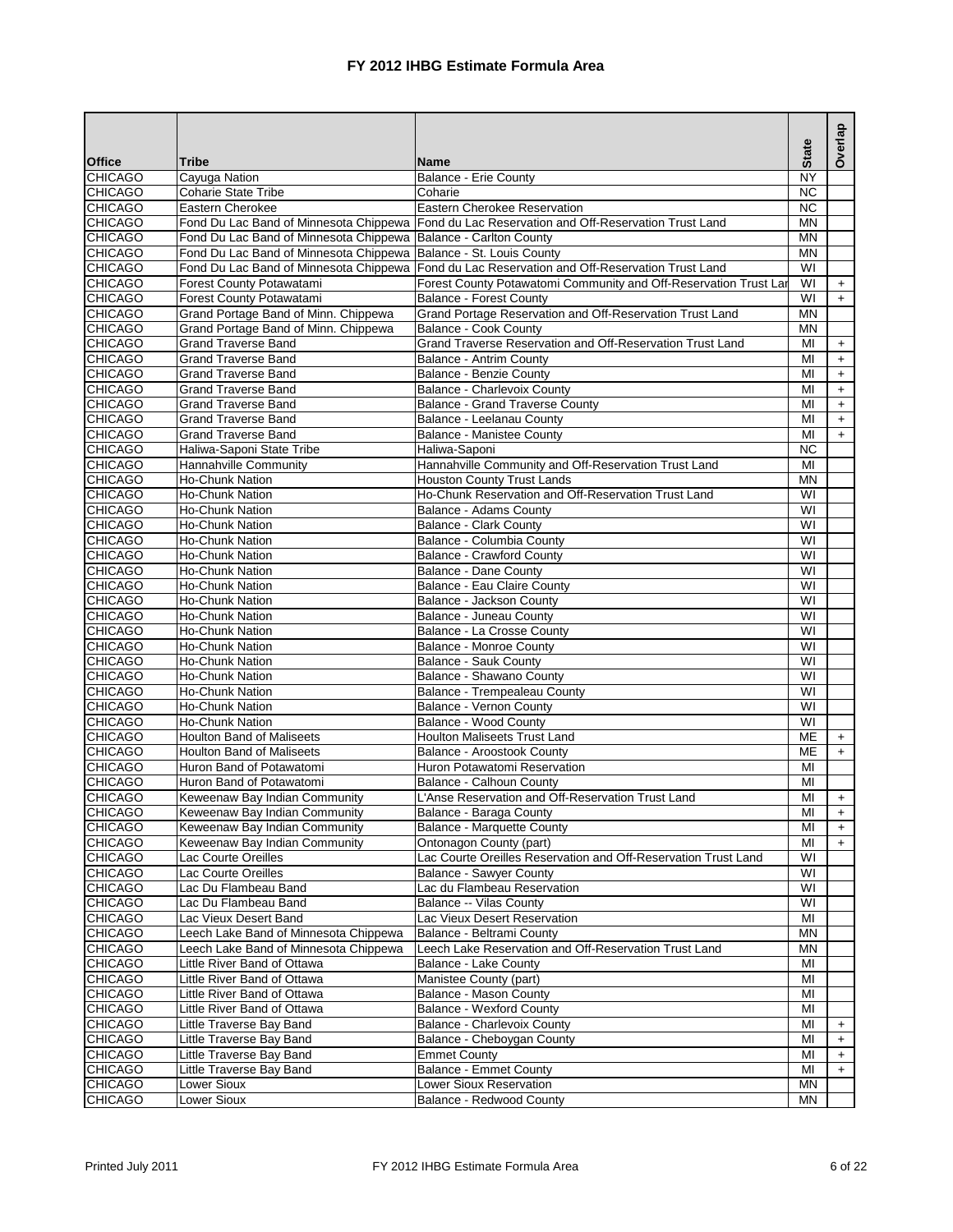# FY 2012 IHBG Estimate Formula Area

| Office | Tribe | Name | State | Overlap |
|---|---|---|---|---|
| CHICAGO | Cayuga Nation | Balance - Erie County | NY | |
| CHICAGO | Coharie State Tribe | Coharie | NC | |
| CHICAGO | Eastern Cherokee | Eastern Cherokee Reservation | NC | |
| CHICAGO | Fond Du Lac Band of Minnesota Chippewa | Fond du Lac Reservation and Off-Reservation Trust Land | MN | |
| CHICAGO | Fond Du Lac Band of Minnesota Chippewa | Balance - Carlton County | MN | |
| CHICAGO | Fond Du Lac Band of Minnesota Chippewa | Balance - St. Louis County | MN | |
| CHICAGO | Fond Du Lac Band of Minnesota Chippewa | Fond du Lac Reservation and Off-Reservation Trust Land | WI | |
| CHICAGO | Forest County Potawatami | Forest County Potawatomi Community and Off-Reservation Trust Lar | WI | + |
| CHICAGO | Forest County Potawatami | Balance - Forest County | WI | + |
| CHICAGO | Grand Portage Band of Minn. Chippewa | Grand Portage Reservation and Off-Reservation Trust Land | MN | |
| CHICAGO | Grand Portage Band of Minn. Chippewa | Balance - Cook County | MN | |
| CHICAGO | Grand Traverse Band | Grand Traverse Reservation and Off-Reservation Trust Land | MI | + |
| CHICAGO | Grand Traverse Band | Balance - Antrim County | MI | + |
| CHICAGO | Grand Traverse Band | Balance - Benzie County | MI | + |
| CHICAGO | Grand Traverse Band | Balance - Charlevoix County | MI | + |
| CHICAGO | Grand Traverse Band | Balance - Grand Traverse County | MI | + |
| CHICAGO | Grand Traverse Band | Balance - Leelanau County | MI | + |
| CHICAGO | Grand Traverse Band | Balance - Manistee County | MI | + |
| CHICAGO | Haliwa-Saponi State Tribe | Haliwa-Saponi | NC | |
| CHICAGO | Hannahville Community | Hannahville Community and Off-Reservation Trust Land | MI | |
| CHICAGO | Ho-Chunk Nation | Houston County Trust Lands | MN | |
| CHICAGO | Ho-Chunk Nation | Ho-Chunk Reservation and Off-Reservation Trust Land | WI | |
| CHICAGO | Ho-Chunk Nation | Balance - Adams County | WI | |
| CHICAGO | Ho-Chunk Nation | Balance - Clark County | WI | |
| CHICAGO | Ho-Chunk Nation | Balance - Columbia County | WI | |
| CHICAGO | Ho-Chunk Nation | Balance - Crawford County | WI | |
| CHICAGO | Ho-Chunk Nation | Balance - Dane County | WI | |
| CHICAGO | Ho-Chunk Nation | Balance - Eau Claire County | WI | |
| CHICAGO | Ho-Chunk Nation | Balance - Jackson County | WI | |
| CHICAGO | Ho-Chunk Nation | Balance - Juneau County | WI | |
| CHICAGO | Ho-Chunk Nation | Balance - La Crosse County | WI | |
| CHICAGO | Ho-Chunk Nation | Balance - Monroe County | WI | |
| CHICAGO | Ho-Chunk Nation | Balance - Sauk County | WI | |
| CHICAGO | Ho-Chunk Nation | Balance - Shawano County | WI | |
| CHICAGO | Ho-Chunk Nation | Balance - Trempealeau County | WI | |
| CHICAGO | Ho-Chunk Nation | Balance - Vernon County | WI | |
| CHICAGO | Ho-Chunk Nation | Balance - Wood County | WI | |
| CHICAGO | Houlton Band of Maliseets | Houlton Maliseets Trust Land | ME | + |
| CHICAGO | Houlton Band of Maliseets | Balance - Aroostook County | ME | + |
| CHICAGO | Huron Band of Potawatomi | Huron Potawatomi Reservation | MI | |
| CHICAGO | Huron Band of Potawatomi | Balance - Calhoun County | MI | |
| CHICAGO | Keweenaw Bay Indian Community | L'Anse Reservation and Off-Reservation Trust Land | MI | + |
| CHICAGO | Keweenaw Bay Indian Community | Balance - Baraga County | MI | + |
| CHICAGO | Keweenaw Bay Indian Community | Balance - Marquette County | MI | + |
| CHICAGO | Keweenaw Bay Indian Community | Ontonagon County (part) | MI | + |
| CHICAGO | Lac Courte Oreilles | Lac Courte Oreilles Reservation and Off-Reservation Trust Land | WI | |
| CHICAGO | Lac Courte Oreilles | Balance - Sawyer County | WI | |
| CHICAGO | Lac Du Flambeau Band | Lac du Flambeau Reservation | WI | |
| CHICAGO | Lac Du Flambeau Band | Balance -- Vilas County | WI | |
| CHICAGO | Lac Vieux Desert Band | Lac Vieux Desert Reservation | MI | |
| CHICAGO | Leech Lake Band of Minnesota Chippewa | Balance - Beltrami County | MN | |
| CHICAGO | Leech Lake Band of Minnesota Chippewa | Leech Lake Reservation and Off-Reservation Trust Land | MN | |
| CHICAGO | Little River Band of Ottawa | Balance - Lake County | MI | |
| CHICAGO | Little River Band of Ottawa | Manistee County (part) | MI | |
| CHICAGO | Little River Band of Ottawa | Balance - Mason County | MI | |
| CHICAGO | Little River Band of Ottawa | Balance - Wexford County | MI | |
| CHICAGO | Little Traverse Bay Band | Balance - Charlevoix County | MI | + |
| CHICAGO | Little Traverse Bay Band | Balance - Cheboygan County | MI | + |
| CHICAGO | Little Traverse Bay Band | Emmet County | MI | + |
| CHICAGO | Little Traverse Bay Band | Balance - Emmet County | MI | + |
| CHICAGO | Lower Sioux | Lower Sioux Reservation | MN | |
| CHICAGO | Lower Sioux | Balance - Redwood County | MN | |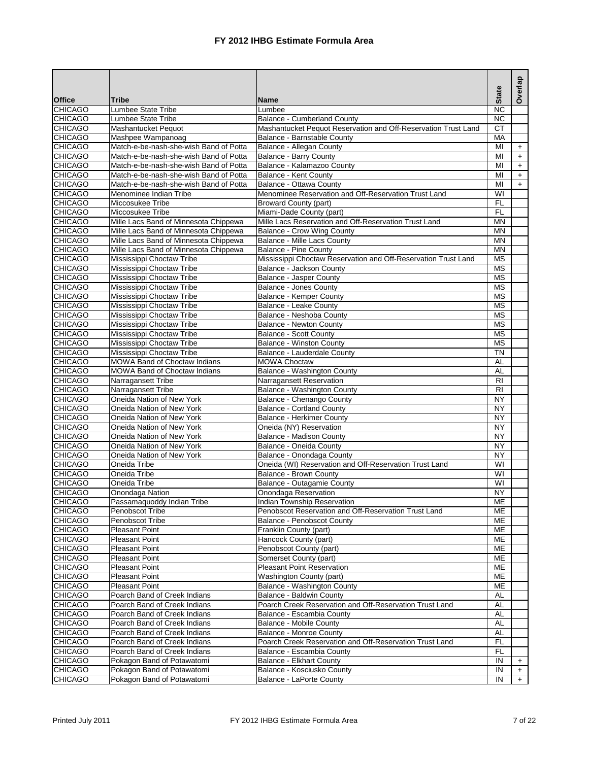# FY 2012 IHBG Estimate Formula Area

| Office | Tribe | Name | State | Overlap |
|---|---|---|---|---|
| CHICAGO | Lumbee State Tribe | Lumbee | NC | |
| CHICAGO | Lumbee State Tribe | Balance - Cumberland County | NC | |
| CHICAGO | Mashantucket Pequot | Mashantucket Pequot Reservation and Off-Reservation Trust Land | CT | |
| CHICAGO | Mashpee Wampanoag | Balance - Barnstable County | MA | |
| CHICAGO | Match-e-be-nash-she-wish Band of Potta | Balance - Allegan County | MI | + |
| CHICAGO | Match-e-be-nash-she-wish Band of Potta | Balance - Barry County | MI | + |
| CHICAGO | Match-e-be-nash-she-wish Band of Potta | Balance - Kalamazoo County | MI | + |
| CHICAGO | Match-e-be-nash-she-wish Band of Potta | Balance - Kent County | MI | + |
| CHICAGO | Match-e-be-nash-she-wish Band of Potta | Balance - Ottawa County | MI | + |
| CHICAGO | Menominee Indian Tribe | Menominee Reservation and Off-Reservation Trust Land | WI | |
| CHICAGO | Miccosukee Tribe | Broward County (part) | FL | |
| CHICAGO | Miccosukee Tribe | Miami-Dade County (part) | FL | |
| CHICAGO | Mille Lacs Band of Minnesota Chippewa | Mille Lacs Reservation and Off-Reservation Trust Land | MN | |
| CHICAGO | Mille Lacs Band of Minnesota Chippewa | Balance - Crow Wing County | MN | |
| CHICAGO | Mille Lacs Band of Minnesota Chippewa | Balance - Mille Lacs County | MN | |
| CHICAGO | Mille Lacs Band of Minnesota Chippewa | Balance - Pine County | MN | |
| CHICAGO | Mississippi Choctaw Tribe | Mississippi Choctaw Reservation and Off-Reservation Trust Land | MS | |
| CHICAGO | Mississippi Choctaw Tribe | Balance - Jackson County | MS | |
| CHICAGO | Mississippi Choctaw Tribe | Balance - Jasper County | MS | |
| CHICAGO | Mississippi Choctaw Tribe | Balance - Jones County | MS | |
| CHICAGO | Mississippi Choctaw Tribe | Balance - Kemper County | MS | |
| CHICAGO | Mississippi Choctaw Tribe | Balance - Leake County | MS | |
| CHICAGO | Mississippi Choctaw Tribe | Balance - Neshoba County | MS | |
| CHICAGO | Mississippi Choctaw Tribe | Balance - Newton County | MS | |
| CHICAGO | Mississippi Choctaw Tribe | Balance - Scott County | MS | |
| CHICAGO | Mississippi Choctaw Tribe | Balance - Winston County | MS | |
| CHICAGO | Mississippi Choctaw Tribe | Balance - Lauderdale County | TN | |
| CHICAGO | MOWA Band of Choctaw Indians | MOWA Choctaw | AL | |
| CHICAGO | MOWA Band of Choctaw Indians | Balance - Washington County | AL | |
| CHICAGO | Narragansett Tribe | Narragansett Reservation | RI | |
| CHICAGO | Narragansett Tribe | Balance - Washington County | RI | |
| CHICAGO | Oneida Nation of New York | Balance - Chenango County | NY | |
| CHICAGO | Oneida Nation of New York | Balance - Cortland County | NY | |
| CHICAGO | Oneida Nation of New York | Balance - Herkimer County | NY | |
| CHICAGO | Oneida Nation of New York | Oneida (NY) Reservation | NY | |
| CHICAGO | Oneida Nation of New York | Balance - Madison County | NY | |
| CHICAGO | Oneida Nation of New York | Balance - Oneida County | NY | |
| CHICAGO | Oneida Nation of New York | Balance - Onondaga County | NY | |
| CHICAGO | Oneida Tribe | Oneida (WI) Reservation and Off-Reservation Trust Land | WI | |
| CHICAGO | Oneida Tribe | Balance - Brown County | WI | |
| CHICAGO | Oneida Tribe | Balance - Outagamie County | WI | |
| CHICAGO | Onondaga Nation | Onondaga Reservation | NY | |
| CHICAGO | Passamaquoddy Indian Tribe | Indian Township Reservation | ME | |
| CHICAGO | Penobscot Tribe | Penobscot Reservation and Off-Reservation Trust Land | ME | |
| CHICAGO | Penobscot Tribe | Balance - Penobscot County | ME | |
| CHICAGO | Pleasant Point | Franklin County (part) | ME | |
| CHICAGO | Pleasant Point | Hancock County (part) | ME | |
| CHICAGO | Pleasant Point | Penobscot County (part) | ME | |
| CHICAGO | Pleasant Point | Somerset County (part) | ME | |
| CHICAGO | Pleasant Point | Pleasant Point Reservation | ME | |
| CHICAGO | Pleasant Point | Washington County (part) | ME | |
| CHICAGO | Pleasant Point | Balance - Washington County | ME | |
| CHICAGO | Poarch Band of Creek Indians | Balance - Baldwin County | AL | |
| CHICAGO | Poarch Band of Creek Indians | Poarch Creek Reservation and Off-Reservation Trust Land | AL | |
| CHICAGO | Poarch Band of Creek Indians | Balance - Escambia County | AL | |
| CHICAGO | Poarch Band of Creek Indians | Balance - Mobile County | AL | |
| CHICAGO | Poarch Band of Creek Indians | Balance - Monroe County | AL | |
| CHICAGO | Poarch Band of Creek Indians | Poarch Creek Reservation and Off-Reservation Trust Land | FL | |
| CHICAGO | Poarch Band of Creek Indians | Balance - Escambia County | FL | |
| CHICAGO | Pokagon Band of Potawatomi | Balance - Elkhart County | IN | + |
| CHICAGO | Pokagon Band of Potawatomi | Balance - Kosciusko County | IN | + |
| CHICAGO | Pokagon Band of Potawatomi | Balance - LaPorte County | IN | + |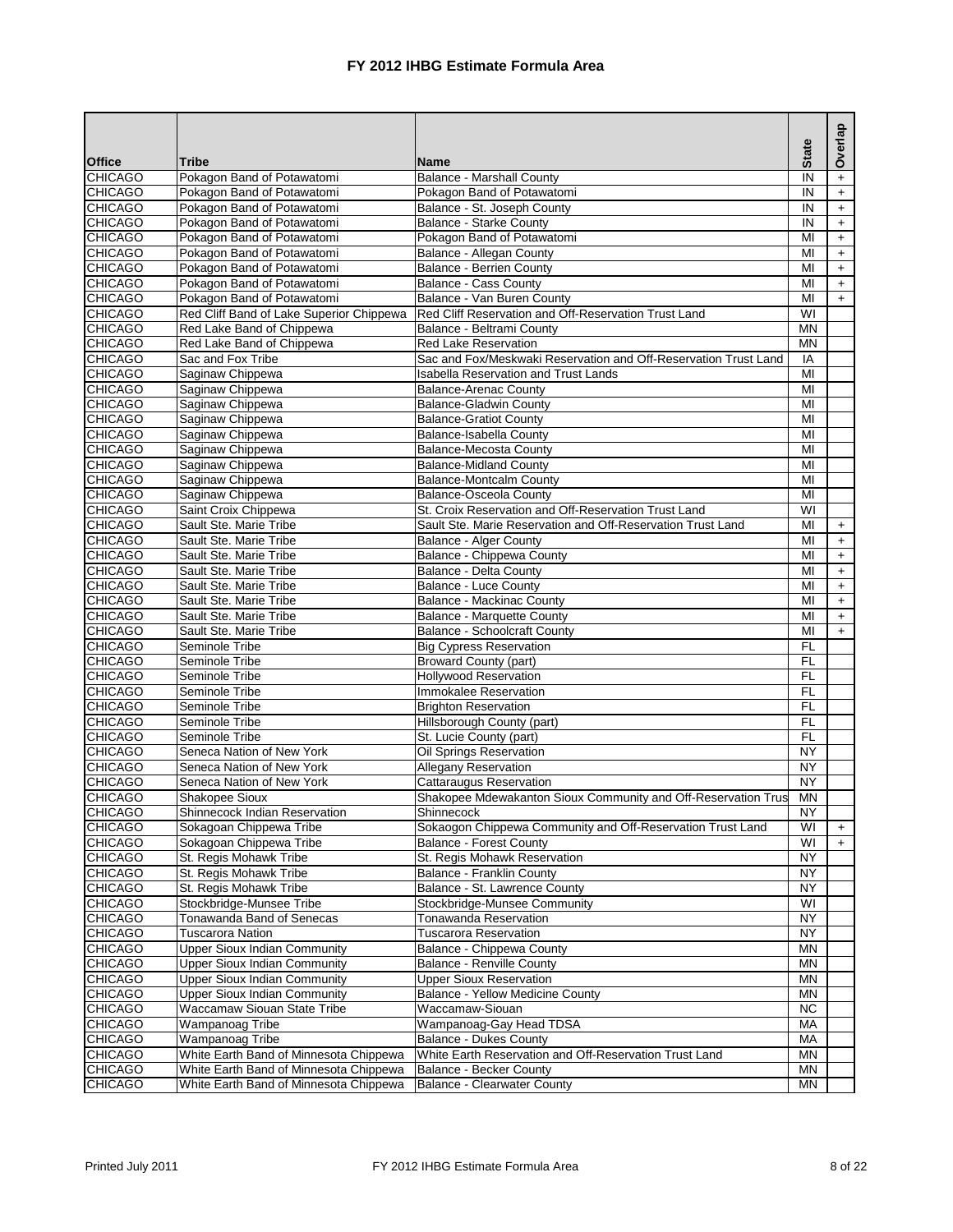# FY 2012 IHBG Estimate Formula Area

| Office | Tribe | Name | State | Overlap |
|---|---|---|---|---|
| CHICAGO | Pokagon Band of Potawatomi | Balance - Marshall County | IN | + |
| CHICAGO | Pokagon Band of Potawatomi | Pokagon Band of Potawatomi | IN | + |
| CHICAGO | Pokagon Band of Potawatomi | Balance - St. Joseph County | IN | + |
| CHICAGO | Pokagon Band of Potawatomi | Balance - Starke County | IN | + |
| CHICAGO | Pokagon Band of Potawatomi | Pokagon Band of Potawatomi | MI | + |
| CHICAGO | Pokagon Band of Potawatomi | Balance - Allegan County | MI | + |
| CHICAGO | Pokagon Band of Potawatomi | Balance - Berrien County | MI | + |
| CHICAGO | Pokagon Band of Potawatomi | Balance - Cass County | MI | + |
| CHICAGO | Pokagon Band of Potawatomi | Balance - Van Buren County | MI | + |
| CHICAGO | Red Cliff Band of Lake Superior Chippewa | Red Cliff Reservation and Off-Reservation Trust Land | WI | |
| CHICAGO | Red Lake Band of Chippewa | Balance - Beltrami County | MN | |
| CHICAGO | Red Lake Band of Chippewa | Red Lake Reservation | MN | |
| CHICAGO | Sac and Fox Tribe | Sac and Fox/Meskwaki Reservation and Off-Reservation Trust Land | IA | |
| CHICAGO | Saginaw Chippewa | Isabella Reservation and Trust Lands | MI | |
| CHICAGO | Saginaw Chippewa | Balance-Arenac County | MI | |
| CHICAGO | Saginaw Chippewa | Balance-Gladwin County | MI | |
| CHICAGO | Saginaw Chippewa | Balance-Gratiot County | MI | |
| CHICAGO | Saginaw Chippewa | Balance-Isabella County | MI | |
| CHICAGO | Saginaw Chippewa | Balance-Mecosta County | MI | |
| CHICAGO | Saginaw Chippewa | Balance-Midland County | MI | |
| CHICAGO | Saginaw Chippewa | Balance-Montcalm County | MI | |
| CHICAGO | Saginaw Chippewa | Balance-Osceola County | MI | |
| CHICAGO | Saint Croix Chippewa | St. Croix Reservation and Off-Reservation Trust Land | WI | |
| CHICAGO | Sault Ste. Marie Tribe | Sault Ste. Marie Reservation and Off-Reservation Trust Land | MI | + |
| CHICAGO | Sault Ste. Marie Tribe | Balance - Alger County | MI | + |
| CHICAGO | Sault Ste. Marie Tribe | Balance - Chippewa County | MI | + |
| CHICAGO | Sault Ste. Marie Tribe | Balance - Delta County | MI | + |
| CHICAGO | Sault Ste. Marie Tribe | Balance - Luce County | MI | + |
| CHICAGO | Sault Ste. Marie Tribe | Balance - Mackinac County | MI | + |
| CHICAGO | Sault Ste. Marie Tribe | Balance - Marquette County | MI | + |
| CHICAGO | Sault Ste. Marie Tribe | Balance - Schoolcraft County | MI | + |
| CHICAGO | Seminole Tribe | Big Cypress Reservation | FL | |
| CHICAGO | Seminole Tribe | Broward County (part) | FL | |
| CHICAGO | Seminole Tribe | Hollywood Reservation | FL | |
| CHICAGO | Seminole Tribe | Immokalee Reservation | FL | |
| CHICAGO | Seminole Tribe | Brighton Reservation | FL | |
| CHICAGO | Seminole Tribe | Hillsborough County (part) | FL | |
| CHICAGO | Seminole Tribe | St. Lucie County (part) | FL | |
| CHICAGO | Seneca Nation of New York | Oil Springs Reservation | NY | |
| CHICAGO | Seneca Nation of New York | Allegany Reservation | NY | |
| CHICAGO | Seneca Nation of New York | Cattaraugus Reservation | NY | |
| CHICAGO | Shakopee Sioux | Shakopee Mdewakanton Sioux Community and Off-Reservation Trus | MN | |
| CHICAGO | Shinnecock Indian Reservation | Shinnecock | NY | |
| CHICAGO | Sokagoan Chippewa Tribe | Sokaogon Chippewa Community and Off-Reservation Trust Land | WI | + |
| CHICAGO | Sokagoan Chippewa Tribe | Balance - Forest County | WI | + |
| CHICAGO | St. Regis Mohawk Tribe | St. Regis Mohawk Reservation | NY | |
| CHICAGO | St. Regis Mohawk Tribe | Balance - Franklin County | NY | |
| CHICAGO | St. Regis Mohawk Tribe | Balance - St. Lawrence County | NY | |
| CHICAGO | Stockbridge-Munsee Tribe | Stockbridge-Munsee Community | WI | |
| CHICAGO | Tonawanda Band of Senecas | Tonawanda Reservation | NY | |
| CHICAGO | Tuscarora Nation | Tuscarora Reservation | NY | |
| CHICAGO | Upper Sioux Indian Community | Balance - Chippewa County | MN | |
| CHICAGO | Upper Sioux Indian Community | Balance - Renville County | MN | |
| CHICAGO | Upper Sioux Indian Community | Upper Sioux Reservation | MN | |
| CHICAGO | Upper Sioux Indian Community | Balance - Yellow Medicine County | MN | |
| CHICAGO | Waccamaw Siouan State Tribe | Waccamaw-Siouan | NC | |
| CHICAGO | Wampanoag Tribe | Wampanoag-Gay Head TDSA | MA | |
| CHICAGO | Wampanoag Tribe | Balance - Dukes County | MA | |
| CHICAGO | White Earth Band of Minnesota Chippewa | White Earth Reservation and Off-Reservation Trust Land | MN | |
| CHICAGO | White Earth Band of Minnesota Chippewa | Balance - Becker County | MN | |
| CHICAGO | White Earth Band of Minnesota Chippewa | Balance - Clearwater County | MN | |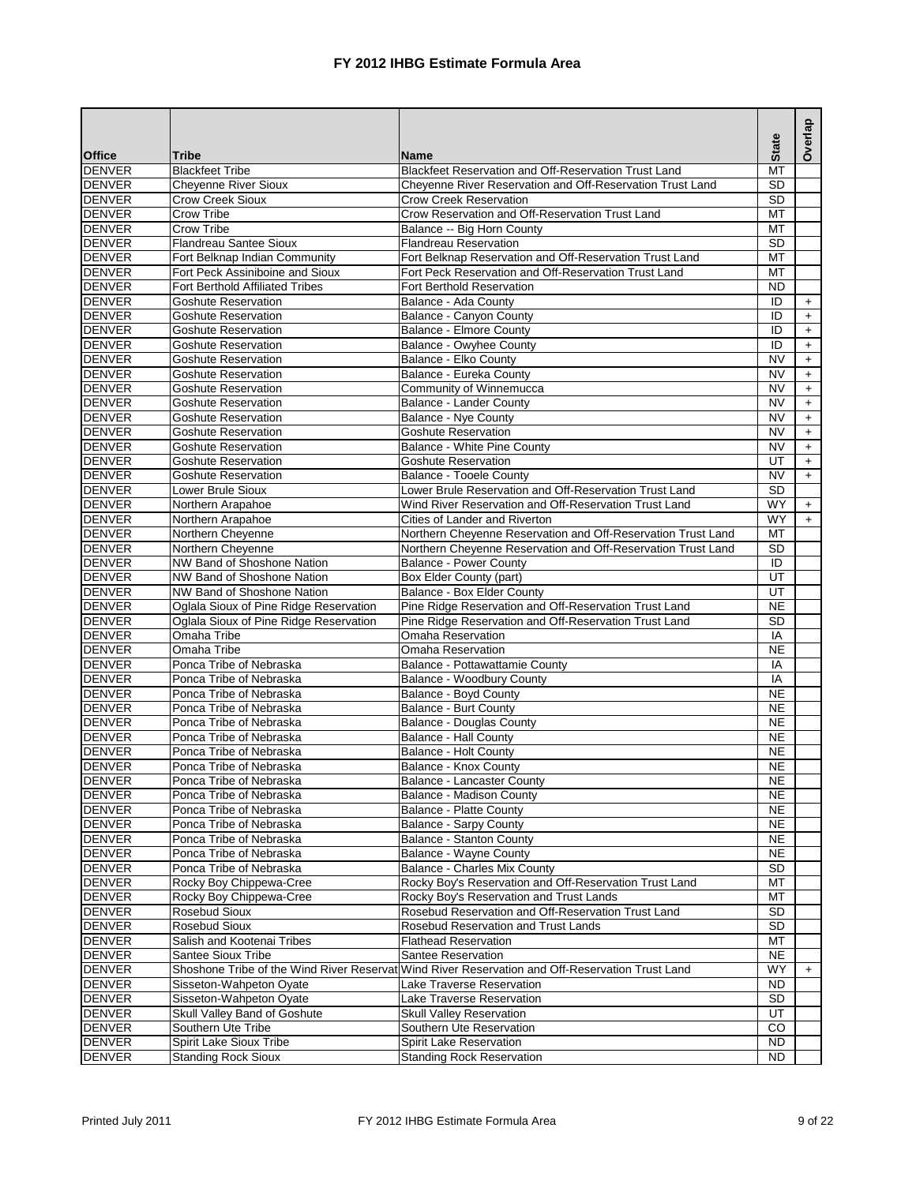# FY 2012 IHBG Estimate Formula Area

| Office | Tribe | Name | State | Overlap |
|---|---|---|---|---|
| DENVER | Blackfeet Tribe | Blackfeet Reservation and Off-Reservation Trust Land | MT | |
| DENVER | Cheyenne River Sioux | Cheyenne River Reservation and Off-Reservation Trust Land | SD | |
| DENVER | Crow Creek Sioux | Crow Creek Reservation | SD | |
| DENVER | Crow Tribe | Crow Reservation and Off-Reservation Trust Land | MT | |
| DENVER | Crow Tribe | Balance -- Big Horn County | MT | |
| DENVER | Flandreau Santee Sioux | Flandreau Reservation | SD | |
| DENVER | Fort Belknap Indian Community | Fort Belknap Reservation and Off-Reservation Trust Land | MT | |
| DENVER | Fort Peck Assiniboine and Sioux | Fort Peck Reservation and Off-Reservation Trust Land | MT | |
| DENVER | Fort Berthold Affiliated Tribes | Fort Berthold Reservation | ND | |
| DENVER | Goshute Reservation | Balance - Ada County | ID | + |
| DENVER | Goshute Reservation | Balance - Canyon County | ID | + |
| DENVER | Goshute Reservation | Balance - Elmore County | ID | + |
| DENVER | Goshute Reservation | Balance - Owyhee County | ID | + |
| DENVER | Goshute Reservation | Balance - Elko County | NV | + |
| DENVER | Goshute Reservation | Balance - Eureka County | NV | + |
| DENVER | Goshute Reservation | Community of Winnemucca | NV | + |
| DENVER | Goshute Reservation | Balance - Lander County | NV | + |
| DENVER | Goshute Reservation | Balance - Nye County | NV | + |
| DENVER | Goshute Reservation | Goshute Reservation | NV | + |
| DENVER | Goshute Reservation | Balance - White Pine County | NV | + |
| DENVER | Goshute Reservation | Goshute Reservation | UT | + |
| DENVER | Goshute Reservation | Balance - Tooele County | NV | + |
| DENVER | Lower Brule Sioux | Lower Brule Reservation and Off-Reservation Trust Land | SD | |
| DENVER | Northern Arapahoe | Wind River Reservation and Off-Reservation Trust Land | WY | + |
| DENVER | Northern Arapahoe | Cities of Lander and Riverton | WY | + |
| DENVER | Northern Cheyenne | Northern Cheyenne Reservation and Off-Reservation Trust Land | MT | |
| DENVER | Northern Cheyenne | Northern Cheyenne Reservation and Off-Reservation Trust Land | SD | |
| DENVER | NW Band of Shoshone Nation | Balance - Power County | ID | |
| DENVER | NW Band of Shoshone Nation | Box Elder County (part) | UT | |
| DENVER | NW Band of Shoshone Nation | Balance - Box Elder County | UT | |
| DENVER | Oglala Sioux of Pine Ridge Reservation | Pine Ridge Reservation and Off-Reservation Trust Land | NE | |
| DENVER | Oglala Sioux of Pine Ridge Reservation | Pine Ridge Reservation and Off-Reservation Trust Land | SD | |
| DENVER | Omaha Tribe | Omaha Reservation | IA | |
| DENVER | Omaha Tribe | Omaha Reservation | NE | |
| DENVER | Ponca Tribe of Nebraska | Balance - Pottawattamie County | IA | |
| DENVER | Ponca Tribe of Nebraska | Balance - Woodbury County | IA | |
| DENVER | Ponca Tribe of Nebraska | Balance - Boyd County | NE | |
| DENVER | Ponca Tribe of Nebraska | Balance - Burt County | NE | |
| DENVER | Ponca Tribe of Nebraska | Balance - Douglas County | NE | |
| DENVER | Ponca Tribe of Nebraska | Balance - Hall County | NE | |
| DENVER | Ponca Tribe of Nebraska | Balance - Holt County | NE | |
| DENVER | Ponca Tribe of Nebraska | Balance - Knox County | NE | |
| DENVER | Ponca Tribe of Nebraska | Balance - Lancaster County | NE | |
| DENVER | Ponca Tribe of Nebraska | Balance - Madison County | NE | |
| DENVER | Ponca Tribe of Nebraska | Balance - Platte County | NE | |
| DENVER | Ponca Tribe of Nebraska | Balance - Sarpy County | NE | |
| DENVER | Ponca Tribe of Nebraska | Balance - Stanton County | NE | |
| DENVER | Ponca Tribe of Nebraska | Balance - Wayne County | NE | |
| DENVER | Ponca Tribe of Nebraska | Balance - Charles Mix County | SD | |
| DENVER | Rocky Boy Chippewa-Cree | Rocky Boy's Reservation and Off-Reservation Trust Land | MT | |
| DENVER | Rocky Boy Chippewa-Cree | Rocky Boy's Reservation and Trust Lands | MT | |
| DENVER | Rosebud Sioux | Rosebud Reservation and Off-Reservation Trust Land | SD | |
| DENVER | Rosebud Sioux | Rosebud Reservation and Trust Lands | SD | |
| DENVER | Salish and Kootenai Tribes | Flathead Reservation | MT | |
| DENVER | Santee Sioux Tribe | Santee Reservation | NE | |
| DENVER | Shoshone Tribe of the Wind River Reservat | Wind River Reservation and Off-Reservation Trust Land | WY | + |
| DENVER | Sisseton-Wahpeton Oyate | Lake Traverse Reservation | ND | |
| DENVER | Sisseton-Wahpeton Oyate | Lake Traverse Reservation | SD | |
| DENVER | Skull Valley Band of Goshute | Skull Valley Reservation | UT | |
| DENVER | Southern Ute Tribe | Southern Ute Reservation | CO | |
| DENVER | Spirit Lake Sioux Tribe | Spirit Lake Reservation | ND | |
| DENVER | Standing Rock Sioux | Standing Rock Reservation | ND | |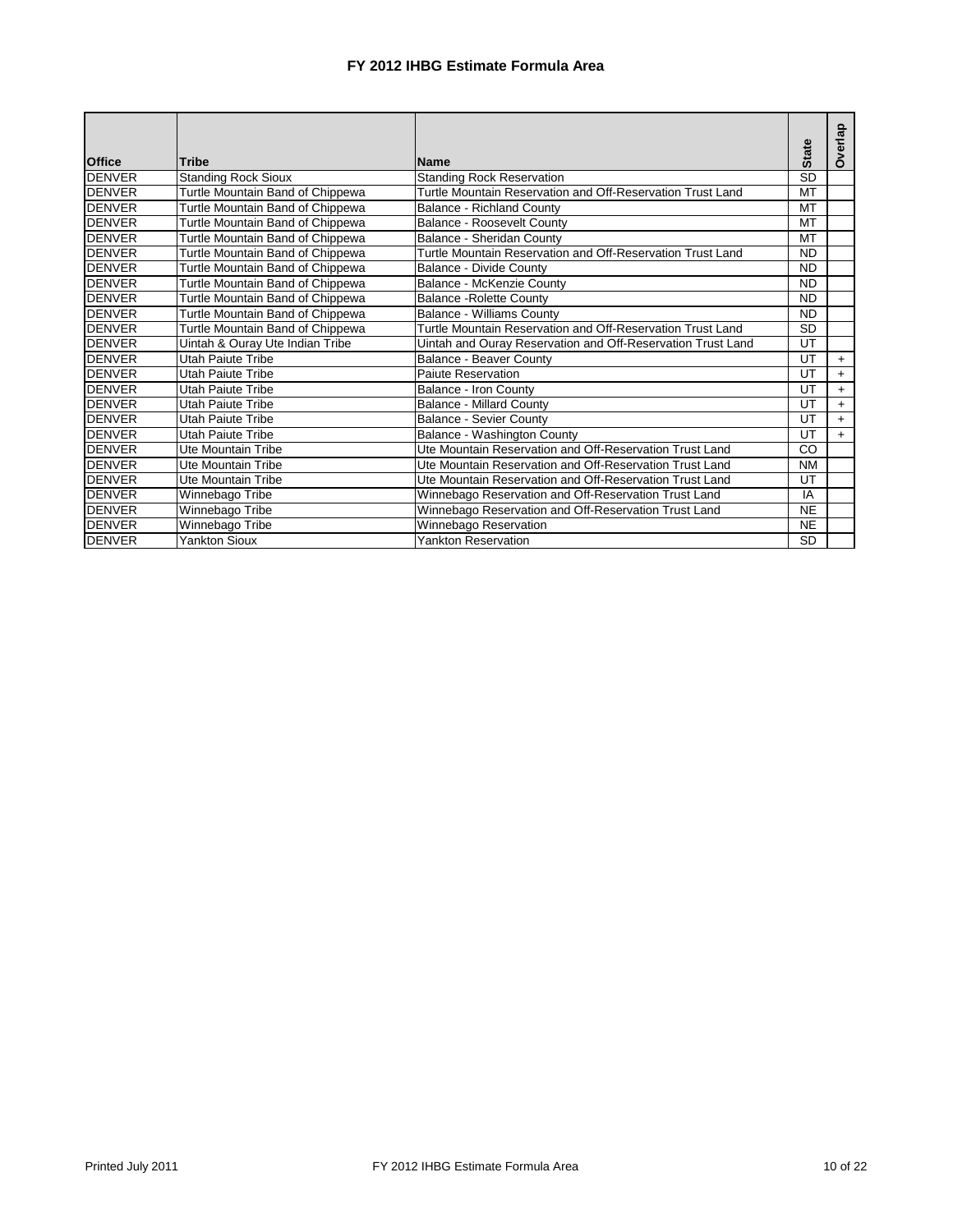# FY 2012 IHBG Estimate Formula Area

| Office | Tribe | Name | State | Overlap |
|---|---|---|---|---|
| DENVER | Standing Rock Sioux | Standing Rock Reservation | SD | |
| DENVER | Turtle Mountain Band of Chippewa | Turtle Mountain Reservation and Off-Reservation Trust Land | MT | |
| DENVER | Turtle Mountain Band of Chippewa | Balance - Richland County | MT | |
| DENVER | Turtle Mountain Band of Chippewa | Balance - Roosevelt County | MT | |
| DENVER | Turtle Mountain Band of Chippewa | Balance - Sheridan County | MT | |
| DENVER | Turtle Mountain Band of Chippewa | Turtle Mountain Reservation and Off-Reservation Trust Land | ND | |
| DENVER | Turtle Mountain Band of Chippewa | Balance - Divide County | ND | |
| DENVER | Turtle Mountain Band of Chippewa | Balance - McKenzie County | ND | |
| DENVER | Turtle Mountain Band of Chippewa | Balance -Rolette County | ND | |
| DENVER | Turtle Mountain Band of Chippewa | Balance - Williams County | ND | |
| DENVER | Turtle Mountain Band of Chippewa | Turtle Mountain Reservation and Off-Reservation Trust Land | SD | |
| DENVER | Uintah & Ouray Ute Indian Tribe | Uintah and Ouray Reservation and Off-Reservation Trust Land | UT | |
| DENVER | Utah Paiute Tribe | Balance - Beaver County | UT | + |
| DENVER | Utah Paiute Tribe | Paiute Reservation | UT | + |
| DENVER | Utah Paiute Tribe | Balance - Iron County | UT | + |
| DENVER | Utah Paiute Tribe | Balance - Millard County | UT | + |
| DENVER | Utah Paiute Tribe | Balance - Sevier County | UT | + |
| DENVER | Utah Paiute Tribe | Balance - Washington County | UT | + |
| DENVER | Ute Mountain Tribe | Ute Mountain Reservation and Off-Reservation Trust Land | CO | |
| DENVER | Ute Mountain Tribe | Ute Mountain Reservation and Off-Reservation Trust Land | NM | |
| DENVER | Ute Mountain Tribe | Ute Mountain Reservation and Off-Reservation Trust Land | UT | |
| DENVER | Winnebago Tribe | Winnebago Reservation and Off-Reservation Trust Land | IA | |
| DENVER | Winnebago Tribe | Winnebago Reservation and Off-Reservation Trust Land | NE | |
| DENVER | Winnebago Tribe | Winnebago Reservation | NE | |
| DENVER | Yankton Sioux | Yankton Reservation | SD | |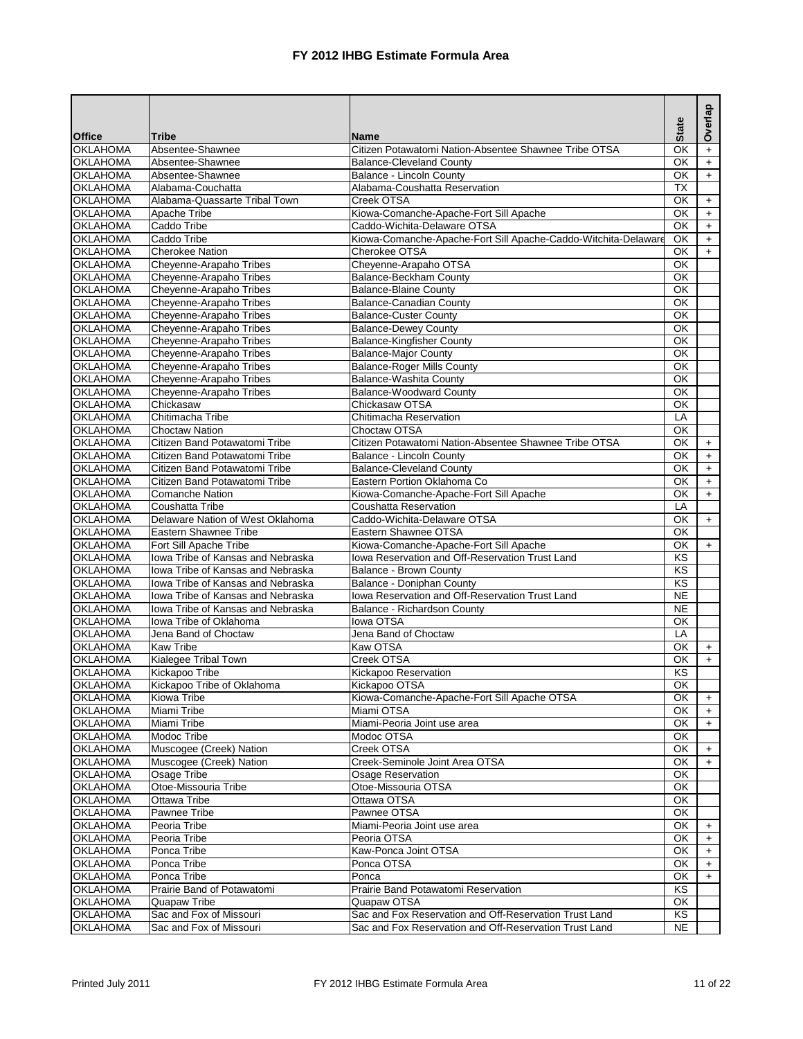# FY 2012 IHBG Estimate Formula Area

| Office | Tribe | Name | State | Overlap |
|---|---|---|---|---|
| OKLAHOMA | Absentee-Shawnee | Citizen Potawatomi Nation-Absentee Shawnee Tribe OTSA | OK | + |
| OKLAHOMA | Absentee-Shawnee | Balance-Cleveland County | OK | + |
| OKLAHOMA | Absentee-Shawnee | Balance - Lincoln County | OK | + |
| OKLAHOMA | Alabama-Couchatta | Alabama-Coushatta Reservation | TX | |
| OKLAHOMA | Alabama-Quassarte Tribal Town | Creek OTSA | OK | + |
| OKLAHOMA | Apache Tribe | Kiowa-Comanche-Apache-Fort Sill Apache | OK | + |
| OKLAHOMA | Caddo Tribe | Caddo-Wichita-Delaware OTSA | OK | + |
| OKLAHOMA | Caddo Tribe | Kiowa-Comanche-Apache-Fort Sill Apache-Caddo-Witchita-Delaware | OK | + |
| OKLAHOMA | Cherokee Nation | Cherokee OTSA | OK | + |
| OKLAHOMA | Cheyenne-Arapaho Tribes | Cheyenne-Arapaho OTSA | OK | |
| OKLAHOMA | Cheyenne-Arapaho Tribes | Balance-Beckham County | OK | |
| OKLAHOMA | Cheyenne-Arapaho Tribes | Balance-Blaine County | OK | |
| OKLAHOMA | Cheyenne-Arapaho Tribes | Balance-Canadian County | OK | |
| OKLAHOMA | Cheyenne-Arapaho Tribes | Balance-Custer County | OK | |
| OKLAHOMA | Cheyenne-Arapaho Tribes | Balance-Dewey County | OK | |
| OKLAHOMA | Cheyenne-Arapaho Tribes | Balance-Kingfisher County | OK | |
| OKLAHOMA | Cheyenne-Arapaho Tribes | Balance-Major County | OK | |
| OKLAHOMA | Cheyenne-Arapaho Tribes | Balance-Roger Mills County | OK | |
| OKLAHOMA | Cheyenne-Arapaho Tribes | Balance-Washita County | OK | |
| OKLAHOMA | Cheyenne-Arapaho Tribes | Balance-Woodward County | OK | |
| OKLAHOMA | Chickasaw | Chickasaw OTSA | OK | |
| OKLAHOMA | Chitimacha Tribe | Chitimacha Reservation | LA | |
| OKLAHOMA | Choctaw Nation | Choctaw OTSA | OK | |
| OKLAHOMA | Citizen Band Potawatomi Tribe | Citizen Potawatomi Nation-Absentee Shawnee Tribe OTSA | OK | + |
| OKLAHOMA | Citizen Band Potawatomi Tribe | Balance - Lincoln County | OK | + |
| OKLAHOMA | Citizen Band Potawatomi Tribe | Balance-Cleveland County | OK | + |
| OKLAHOMA | Citizen Band Potawatomi Tribe | Eastern Portion Oklahoma Co | OK | + |
| OKLAHOMA | Comanche Nation | Kiowa-Comanche-Apache-Fort Sill Apache | OK | + |
| OKLAHOMA | Coushatta Tribe | Coushatta Reservation | LA | |
| OKLAHOMA | Delaware Nation of West Oklahoma | Caddo-Wichita-Delaware OTSA | OK | + |
| OKLAHOMA | Eastern Shawnee Tribe | Eastern Shawnee OTSA | OK | |
| OKLAHOMA | Fort Sill Apache Tribe | Kiowa-Comanche-Apache-Fort Sill Apache | OK | + |
| OKLAHOMA | Iowa Tribe of Kansas and Nebraska | Iowa Reservation and Off-Reservation Trust Land | KS | |
| OKLAHOMA | Iowa Tribe of Kansas and Nebraska | Balance - Brown County | KS | |
| OKLAHOMA | Iowa Tribe of Kansas and Nebraska | Balance - Doniphan County | KS | |
| OKLAHOMA | Iowa Tribe of Kansas and Nebraska | Iowa Reservation and Off-Reservation Trust Land | NE | |
| OKLAHOMA | Iowa Tribe of Kansas and Nebraska | Balance - Richardson County | NE | |
| OKLAHOMA | Iowa Tribe of Oklahoma | Iowa OTSA | OK | |
| OKLAHOMA | Jena Band of Choctaw | Jena Band of Choctaw | LA | |
| OKLAHOMA | Kaw Tribe | Kaw OTSA | OK | + |
| OKLAHOMA | Kialegee Tribal Town | Creek OTSA | OK | + |
| OKLAHOMA | Kickapoo Tribe | Kickapoo Reservation | KS | |
| OKLAHOMA | Kickapoo Tribe of Oklahoma | Kickapoo OTSA | OK | |
| OKLAHOMA | Kiowa Tribe | Kiowa-Comanche-Apache-Fort Sill Apache OTSA | OK | + |
| OKLAHOMA | Miami Tribe | Miami OTSA | OK | + |
| OKLAHOMA | Miami Tribe | Miami-Peoria Joint use area | OK | + |
| OKLAHOMA | Modoc Tribe | Modoc OTSA | OK | |
| OKLAHOMA | Muscogee (Creek) Nation | Creek OTSA | OK | + |
| OKLAHOMA | Muscogee (Creek) Nation | Creek-Seminole Joint Area OTSA | OK | + |
| OKLAHOMA | Osage Tribe | Osage Reservation | OK | |
| OKLAHOMA | Otoe-Missouria Tribe | Otoe-Missouria OTSA | OK | |
| OKLAHOMA | Ottawa Tribe | Ottawa OTSA | OK | |
| OKLAHOMA | Pawnee Tribe | Pawnee OTSA | OK | |
| OKLAHOMA | Peoria Tribe | Miami-Peoria Joint use area | OK | + |
| OKLAHOMA | Peoria Tribe | Peoria OTSA | OK | + |
| OKLAHOMA | Ponca Tribe | Kaw-Ponca Joint OTSA | OK | + |
| OKLAHOMA | Ponca Tribe | Ponca OTSA | OK | + |
| OKLAHOMA | Ponca Tribe | Ponca | OK | + |
| OKLAHOMA | Prairie Band of Potawatomi | Prairie Band Potawatomi Reservation | KS | |
| OKLAHOMA | Quapaw Tribe | Quapaw OTSA | OK | |
| OKLAHOMA | Sac and Fox of Missouri | Sac and Fox Reservation and Off-Reservation Trust Land | KS | |
| OKLAHOMA | Sac and Fox of Missouri | Sac and Fox Reservation and Off-Reservation Trust Land | NE | |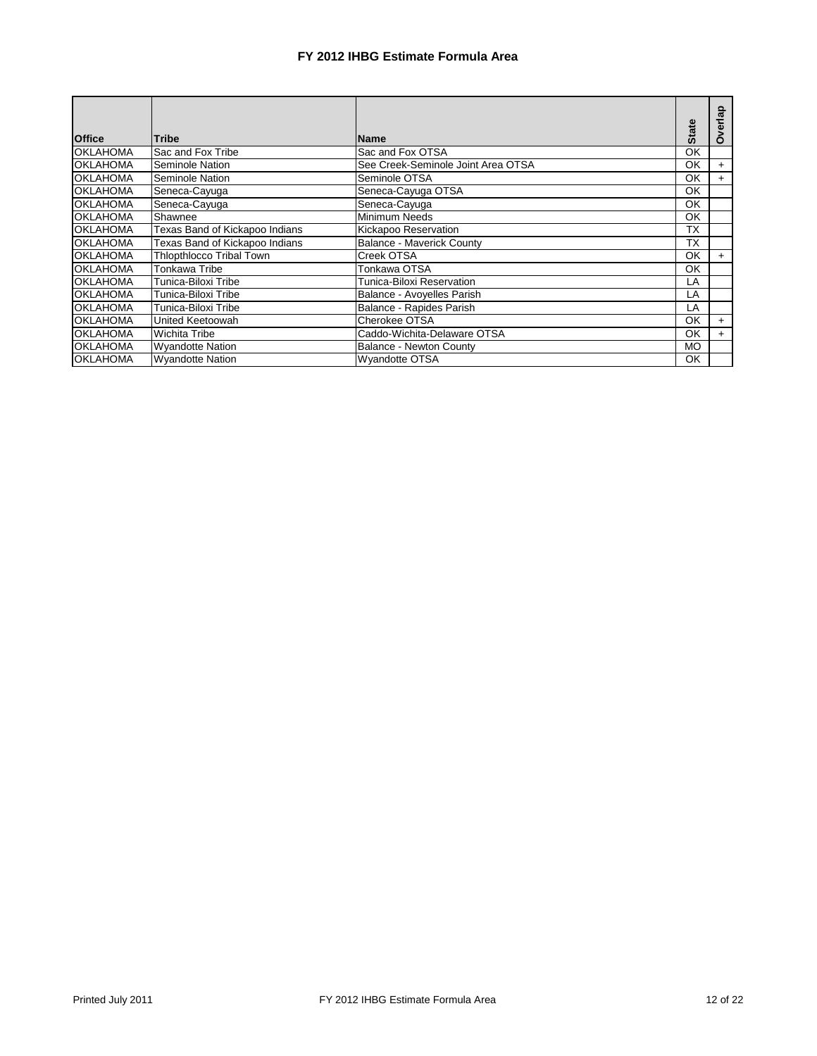# FY 2012 IHBG Estimate Formula Area

| Office | Tribe | Name | State | Overlap |
|---|---|---|---|---|
| OKLAHOMA | Sac and Fox Tribe | Sac and Fox OTSA | OK | |
| OKLAHOMA | Seminole Nation | See Creek-Seminole Joint Area OTSA | OK | + |
| OKLAHOMA | Seminole Nation | Seminole OTSA | OK | + |
| OKLAHOMA | Seneca-Cayuga | Seneca-Cayuga OTSA | OK | |
| OKLAHOMA | Seneca-Cayuga | Seneca-Cayuga | OK | |
| OKLAHOMA | Shawnee | Minimum Needs | OK | |
| OKLAHOMA | Texas Band of Kickapoo Indians | Kickapoo Reservation | TX | |
| OKLAHOMA | Texas Band of Kickapoo Indians | Balance - Maverick County | TX | |
| OKLAHOMA | Thlopthlocco Tribal Town | Creek OTSA | OK | + |
| OKLAHOMA | Tonkawa Tribe | Tonkawa OTSA | OK | |
| OKLAHOMA | Tunica-Biloxi Tribe | Tunica-Biloxi Reservation | LA | |
| OKLAHOMA | Tunica-Biloxi Tribe | Balance - Avoyelles Parish | LA | |
| OKLAHOMA | Tunica-Biloxi Tribe | Balance - Rapides Parish | LA | |
| OKLAHOMA | United Keetoowah | Cherokee OTSA | OK | + |
| OKLAHOMA | Wichita Tribe | Caddo-Wichita-Delaware OTSA | OK | + |
| OKLAHOMA | Wyandotte Nation | Balance - Newton County | MO | |
| OKLAHOMA | Wyandotte Nation | Wyandotte OTSA | OK | |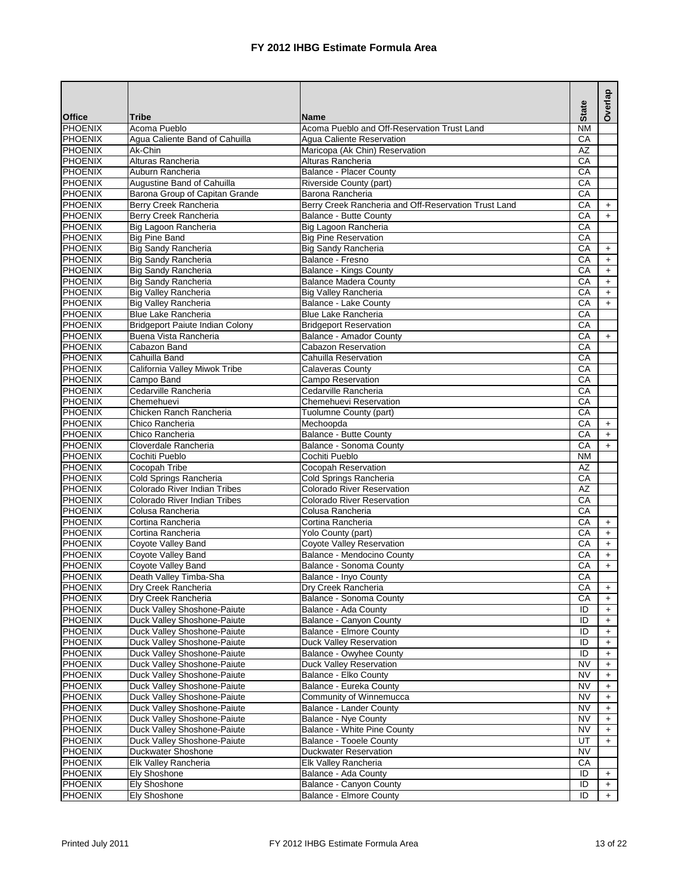# FY 2012 IHBG Estimate Formula Area

| Office | Tribe | Name | State | Overlap |
|---|---|---|---|---|
| PHOENIX | Acoma Pueblo | Acoma Pueblo and Off-Reservation Trust Land | NM | |
| PHOENIX | Agua Caliente Band of Cahuilla | Agua Caliente Reservation | CA | |
| PHOENIX | Ak-Chin | Maricopa (Ak Chin) Reservation | AZ | |
| PHOENIX | Alturas Rancheria | Alturas Rancheria | CA | |
| PHOENIX | Auburn Rancheria | Balance - Placer County | CA | |
| PHOENIX | Augustine Band of Cahuilla | Riverside County (part) | CA | |
| PHOENIX | Barona Group of Capitan Grande | Barona Rancheria | CA | |
| PHOENIX | Berry Creek Rancheria | Berry Creek Rancheria and Off-Reservation Trust Land | CA | + |
| PHOENIX | Berry Creek Rancheria | Balance - Butte County | CA | + |
| PHOENIX | Big Lagoon Rancheria | Big Lagoon Rancheria | CA | |
| PHOENIX | Big Pine Band | Big Pine Reservation | CA | |
| PHOENIX | Big Sandy Rancheria | Big Sandy Rancheria | CA | + |
| PHOENIX | Big Sandy Rancheria | Balance - Fresno | CA | + |
| PHOENIX | Big Sandy Rancheria | Balance - Kings County | CA | + |
| PHOENIX | Big Sandy Rancheria | Balance Madera County | CA | + |
| PHOENIX | Big Valley Rancheria | Big Valley Rancheria | CA | + |
| PHOENIX | Big Valley Rancheria | Balance - Lake County | CA | + |
| PHOENIX | Blue Lake Rancheria | Blue Lake Rancheria | CA | |
| PHOENIX | Bridgeport Paiute Indian Colony | Bridgeport Reservation | CA | |
| PHOENIX | Buena Vista Rancheria | Balance - Amador County | CA | + |
| PHOENIX | Cabazon Band | Cabazon Reservation | CA | |
| PHOENIX | Cahuilla Band | Cahuilla Reservation | CA | |
| PHOENIX | California Valley Miwok Tribe | Calaveras County | CA | |
| PHOENIX | Campo Band | Campo Reservation | CA | |
| PHOENIX | Cedarville Rancheria | Cedarville Rancheria | CA | |
| PHOENIX | Chemehuevi | Chemehuevi Reservation | CA | |
| PHOENIX | Chicken Ranch Rancheria | Tuolumne County (part) | CA | |
| PHOENIX | Chico Rancheria | Mechoopda | CA | + |
| PHOENIX | Chico Rancheria | Balance - Butte County | CA | + |
| PHOENIX | Cloverdale Rancheria | Balance - Sonoma County | CA | + |
| PHOENIX | Cochiti Pueblo | Cochiti Pueblo | NM | |
| PHOENIX | Cocopah Tribe | Cocopah Reservation | AZ | |
| PHOENIX | Cold Springs Rancheria | Cold Springs Rancheria | CA | |
| PHOENIX | Colorado River Indian Tribes | Colorado River Reservation | AZ | |
| PHOENIX | Colorado River Indian Tribes | Colorado River Reservation | CA | |
| PHOENIX | Colusa Rancheria | Colusa Rancheria | CA | |
| PHOENIX | Cortina Rancheria | Cortina Rancheria | CA | + |
| PHOENIX | Cortina Rancheria | Yolo County (part) | CA | + |
| PHOENIX | Coyote Valley Band | Coyote Valley Reservation | CA | + |
| PHOENIX | Coyote Valley Band | Balance - Mendocino County | CA | + |
| PHOENIX | Coyote Valley Band | Balance - Sonoma County | CA | + |
| PHOENIX | Death Valley Timba-Sha | Balance - Inyo County | CA | |
| PHOENIX | Dry Creek Rancheria | Dry Creek Rancheria | CA | + |
| PHOENIX | Dry Creek Rancheria | Balance - Sonoma County | CA | + |
| PHOENIX | Duck Valley Shoshone-Paiute | Balance - Ada County | ID | + |
| PHOENIX | Duck Valley Shoshone-Paiute | Balance - Canyon County | ID | + |
| PHOENIX | Duck Valley Shoshone-Paiute | Balance - Elmore County | ID | + |
| PHOENIX | Duck Valley Shoshone-Paiute | Duck Valley Reservation | ID | + |
| PHOENIX | Duck Valley Shoshone-Paiute | Balance - Owyhee County | ID | + |
| PHOENIX | Duck Valley Shoshone-Paiute | Duck Valley Reservation | NV | + |
| PHOENIX | Duck Valley Shoshone-Paiute | Balance - Elko County | NV | + |
| PHOENIX | Duck Valley Shoshone-Paiute | Balance - Eureka County | NV | + |
| PHOENIX | Duck Valley Shoshone-Paiute | Community of Winnemucca | NV | + |
| PHOENIX | Duck Valley Shoshone-Paiute | Balance - Lander County | NV | + |
| PHOENIX | Duck Valley Shoshone-Paiute | Balance - Nye County | NV | + |
| PHOENIX | Duck Valley Shoshone-Paiute | Balance - White Pine County | NV | + |
| PHOENIX | Duck Valley Shoshone-Paiute | Balance - Tooele County | UT | + |
| PHOENIX | Duckwater Shoshone | Duckwater Reservation | NV | |
| PHOENIX | Elk Valley Rancheria | Elk Valley Rancheria | CA | |
| PHOENIX | Ely Shoshone | Balance - Ada County | ID | + |
| PHOENIX | Ely Shoshone | Balance - Canyon County | ID | + |
| PHOENIX | Ely Shoshone | Balance - Elmore County | ID | + |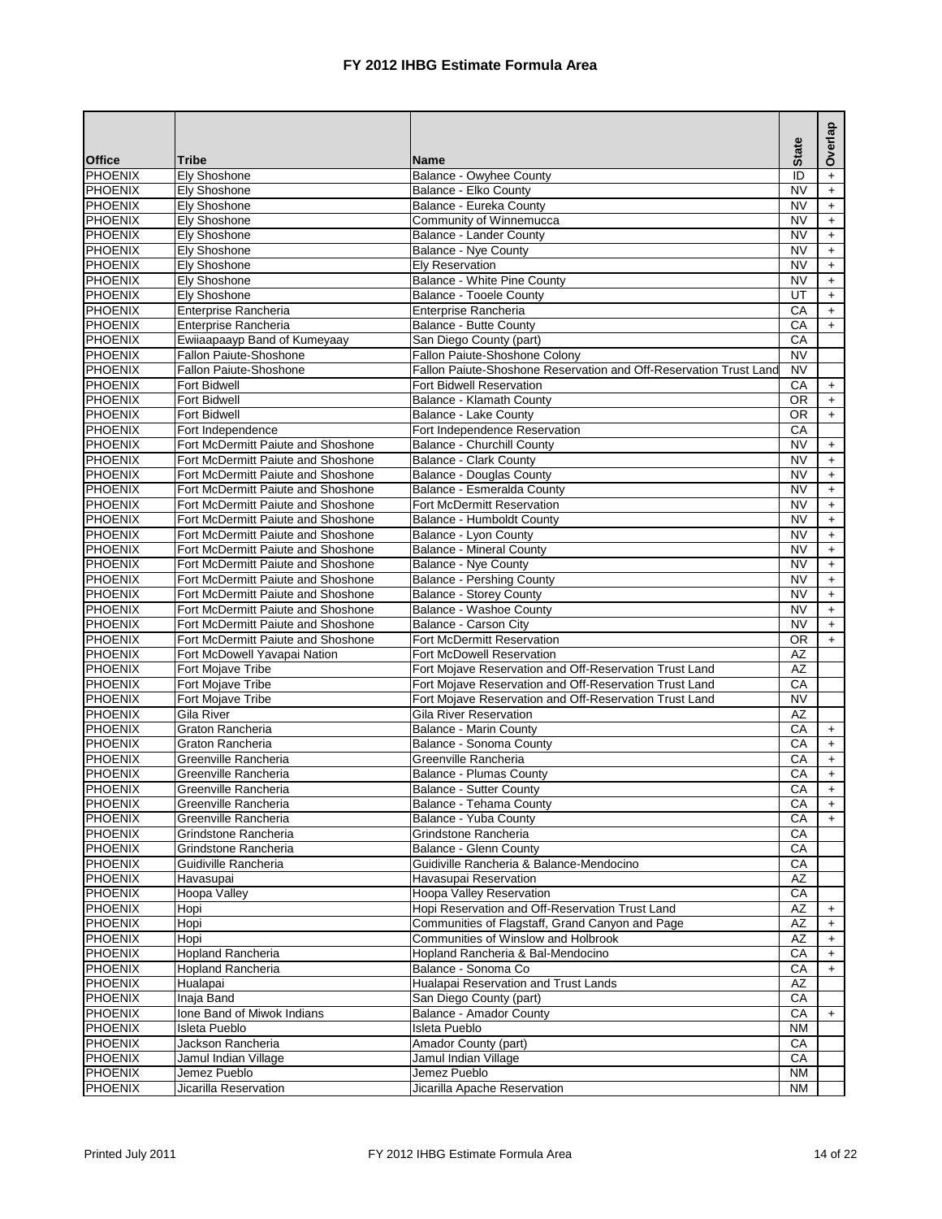# FY 2012 IHBG Estimate Formula Area

| Office | Tribe | Name | State | Overlap |
|---|---|---|---|---|
| PHOENIX | Ely Shoshone | Balance - Owyhee County | ID | + |
| PHOENIX | Ely Shoshone | Balance - Elko County | NV | + |
| PHOENIX | Ely Shoshone | Balance - Eureka County | NV | + |
| PHOENIX | Ely Shoshone | Community of Winnemucca | NV | + |
| PHOENIX | Ely Shoshone | Balance - Lander County | NV | + |
| PHOENIX | Ely Shoshone | Balance - Nye County | NV | + |
| PHOENIX | Ely Shoshone | Ely Reservation | NV | + |
| PHOENIX | Ely Shoshone | Balance - White Pine County | NV | + |
| PHOENIX | Ely Shoshone | Balance - Tooele County | UT | + |
| PHOENIX | Enterprise Rancheria | Enterprise Rancheria | CA | + |
| PHOENIX | Enterprise Rancheria | Balance - Butte County | CA | + |
| PHOENIX | Ewiiaapaayp Band of Kumeyaay | San Diego County (part) | CA | |
| PHOENIX | Fallon Paiute-Shoshone | Fallon Paiute-Shoshone Colony | NV | |
| PHOENIX | Fallon Paiute-Shoshone | Fallon Paiute-Shoshone Reservation and Off-Reservation Trust Land | NV | |
| PHOENIX | Fort Bidwell | Fort Bidwell Reservation | CA | + |
| PHOENIX | Fort Bidwell | Balance - Klamath County | OR | + |
| PHOENIX | Fort Bidwell | Balance - Lake County | OR | + |
| PHOENIX | Fort Independence | Fort Independence Reservation | CA | |
| PHOENIX | Fort McDermitt Paiute and Shoshone | Balance - Churchill County | NV | + |
| PHOENIX | Fort McDermitt Paiute and Shoshone | Balance - Clark County | NV | + |
| PHOENIX | Fort McDermitt Paiute and Shoshone | Balance - Douglas County | NV | + |
| PHOENIX | Fort McDermitt Paiute and Shoshone | Balance - Esmeralda County | NV | + |
| PHOENIX | Fort McDermitt Paiute and Shoshone | Fort McDermitt Reservation | NV | + |
| PHOENIX | Fort McDermitt Paiute and Shoshone | Balance - Humboldt County | NV | + |
| PHOENIX | Fort McDermitt Paiute and Shoshone | Balance - Lyon County | NV | + |
| PHOENIX | Fort McDermitt Paiute and Shoshone | Balance - Mineral County | NV | + |
| PHOENIX | Fort McDermitt Paiute and Shoshone | Balance - Nye County | NV | + |
| PHOENIX | Fort McDermitt Paiute and Shoshone | Balance - Pershing County | NV | + |
| PHOENIX | Fort McDermitt Paiute and Shoshone | Balance - Storey County | NV | + |
| PHOENIX | Fort McDermitt Paiute and Shoshone | Balance - Washoe County | NV | + |
| PHOENIX | Fort McDermitt Paiute and Shoshone | Balance - Carson City | NV | + |
| PHOENIX | Fort McDermitt Paiute and Shoshone | Fort McDermitt Reservation | OR | + |
| PHOENIX | Fort McDowell Yavapai Nation | Fort McDowell Reservation | AZ | |
| PHOENIX | Fort Mojave Tribe | Fort Mojave Reservation and Off-Reservation Trust Land | AZ | |
| PHOENIX | Fort Mojave Tribe | Fort Mojave Reservation and Off-Reservation Trust Land | CA | |
| PHOENIX | Fort Mojave Tribe | Fort Mojave Reservation and Off-Reservation Trust Land | NV | |
| PHOENIX | Gila River | Gila River Reservation | AZ | |
| PHOENIX | Graton Rancheria | Balance - Marin County | CA | + |
| PHOENIX | Graton Rancheria | Balance - Sonoma County | CA | + |
| PHOENIX | Greenville Rancheria | Greenville Rancheria | CA | + |
| PHOENIX | Greenville Rancheria | Balance - Plumas County | CA | + |
| PHOENIX | Greenville Rancheria | Balance - Sutter County | CA | + |
| PHOENIX | Greenville Rancheria | Balance - Tehama County | CA | + |
| PHOENIX | Greenville Rancheria | Balance - Yuba County | CA | + |
| PHOENIX | Grindstone Rancheria | Grindstone Rancheria | CA | |
| PHOENIX | Grindstone Rancheria | Balance - Glenn County | CA | |
| PHOENIX | Guidiville Rancheria | Guidiville Rancheria & Balance-Mendocino | CA | |
| PHOENIX | Havasupai | Havasupai Reservation | AZ | |
| PHOENIX | Hoopa Valley | Hoopa Valley Reservation | CA | |
| PHOENIX | Hopi | Hopi Reservation and Off-Reservation Trust Land | AZ | + |
| PHOENIX | Hopi | Communities of Flagstaff, Grand Canyon and Page | AZ | + |
| PHOENIX | Hopi | Communities of Winslow and Holbrook | AZ | + |
| PHOENIX | Hopland Rancheria | Hopland Rancheria & Bal-Mendocino | CA | + |
| PHOENIX | Hopland Rancheria | Balance - Sonoma Co | CA | + |
| PHOENIX | Hualapai | Hualapai Reservation and Trust Lands | AZ | |
| PHOENIX | Inaja Band | San Diego County (part) | CA | |
| PHOENIX | Ione Band of Miwok Indians | Balance - Amador County | CA | + |
| PHOENIX | Isleta Pueblo | Isleta Pueblo | NM | |
| PHOENIX | Jackson Rancheria | Amador County (part) | CA | |
| PHOENIX | Jamul Indian Village | Jamul Indian Village | CA | |
| PHOENIX | Jemez Pueblo | Jemez Pueblo | NM | |
| PHOENIX | Jicarilla Reservation | Jicarilla Apache Reservation | NM | |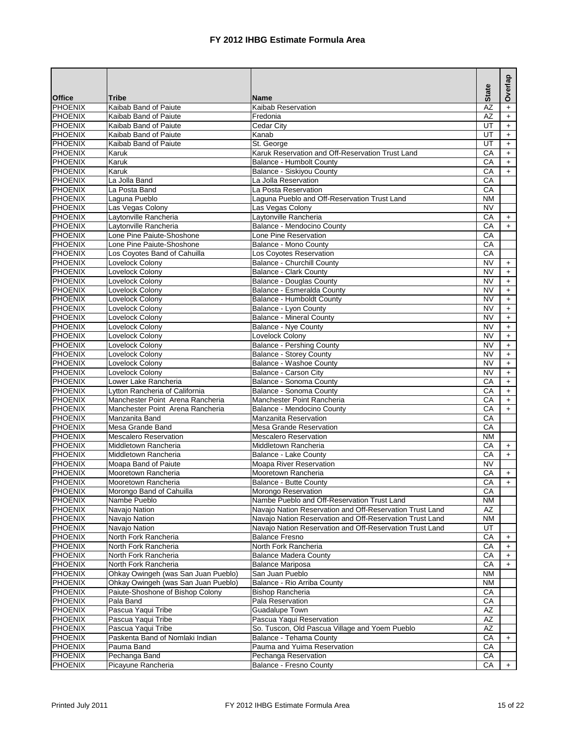# FY 2012 IHBG Estimate Formula Area

| Office | Tribe | Name | State | Overlap |
|---|---|---|---|---|
| PHOENIX | Kaibab Band of Paiute | Kaibab Reservation | AZ | + |
| PHOENIX | Kaibab Band of Paiute | Fredonia | AZ | + |
| PHOENIX | Kaibab Band of Paiute | Cedar City | UT | + |
| PHOENIX | Kaibab Band of Paiute | Kanab | UT | + |
| PHOENIX | Kaibab Band of Paiute | St. George | UT | + |
| PHOENIX | Karuk | Karuk Reservation and Off-Reservation Trust Land | CA | + |
| PHOENIX | Karuk | Balance - Humbolt County | CA | + |
| PHOENIX | Karuk | Balance - Siskiyou County | CA | + |
| PHOENIX | La Jolla Band | La Jolla Reservation | CA | |
| PHOENIX | La Posta Band | La Posta Reservation | CA | |
| PHOENIX | Laguna Pueblo | Laguna Pueblo and Off-Reservation Trust Land | NM | |
| PHOENIX | Las Vegas Colony | Las Vegas Colony | NV | |
| PHOENIX | Laytonville Rancheria | Laytonville Rancheria | CA | + |
| PHOENIX | Laytonville Rancheria | Balance - Mendocino County | CA | + |
| PHOENIX | Lone Pine Paiute-Shoshone | Lone Pine Reservation | CA | |
| PHOENIX | Lone Pine Paiute-Shoshone | Balance - Mono County | CA | |
| PHOENIX | Los Coyotes Band of Cahuilla | Los Coyotes Reservation | CA | |
| PHOENIX | Lovelock Colony | Balance - Churchill County | NV | + |
| PHOENIX | Lovelock Colony | Balance - Clark County | NV | + |
| PHOENIX | Lovelock Colony | Balance - Douglas County | NV | + |
| PHOENIX | Lovelock Colony | Balance - Esmeralda County | NV | + |
| PHOENIX | Lovelock Colony | Balance - Humboldt County | NV | + |
| PHOENIX | Lovelock Colony | Balance - Lyon County | NV | + |
| PHOENIX | Lovelock Colony | Balance - Mineral County | NV | + |
| PHOENIX | Lovelock Colony | Balance - Nye County | NV | + |
| PHOENIX | Lovelock Colony | Lovelock Colony | NV | + |
| PHOENIX | Lovelock Colony | Balance - Pershing County | NV | + |
| PHOENIX | Lovelock Colony | Balance - Storey County | NV | + |
| PHOENIX | Lovelock Colony | Balance - Washoe County | NV | + |
| PHOENIX | Lovelock Colony | Balance - Carson City | NV | + |
| PHOENIX | Lower Lake Rancheria | Balance - Sonoma County | CA | + |
| PHOENIX | Lytton Rancheria of California | Balance - Sonoma County | CA | + |
| PHOENIX | Manchester Point Arena Rancheria | Manchester Point Rancheria | CA | + |
| PHOENIX | Manchester Point Arena Rancheria | Balance - Mendocino County | CA | + |
| PHOENIX | Manzanita Band | Manzanita Reservation | CA | |
| PHOENIX | Mesa Grande Band | Mesa Grande Reservation | CA | |
| PHOENIX | Mescalero Reservation | Mescalero Reservation | NM | |
| PHOENIX | Middletown Rancheria | Middletown Rancheria | CA | + |
| PHOENIX | Middletown Rancheria | Balance - Lake County | CA | + |
| PHOENIX | Moapa Band of Paiute | Moapa River Reservation | NV | |
| PHOENIX | Mooretown Rancheria | Mooretown Rancheria | CA | + |
| PHOENIX | Mooretown Rancheria | Balance - Butte County | CA | + |
| PHOENIX | Morongo Band of Cahuilla | Morongo Reservation | CA | |
| PHOENIX | Nambe Pueblo | Nambe Pueblo and Off-Reservation Trust Land | NM | |
| PHOENIX | Navajo Nation | Navajo Nation Reservation and Off-Reservation Trust Land | AZ | |
| PHOENIX | Navajo Nation | Navajo Nation Reservation and Off-Reservation Trust Land | NM | |
| PHOENIX | Navajo Nation | Navajo Nation Reservation and Off-Reservation Trust Land | UT | |
| PHOENIX | North Fork Rancheria | Balance Fresno | CA | + |
| PHOENIX | North Fork Rancheria | North Fork Rancheria | CA | + |
| PHOENIX | North Fork Rancheria | Balance Madera County | CA | + |
| PHOENIX | North Fork Rancheria | Balance Mariposa | CA | + |
| PHOENIX | Ohkay Owingeh (was San Juan Pueblo) | San Juan Pueblo | NM | |
| PHOENIX | Ohkay Owingeh (was San Juan Pueblo) | Balance - Rio Arriba County | NM | |
| PHOENIX | Paiute-Shoshone of Bishop Colony | Bishop Rancheria | CA | |
| PHOENIX | Pala Band | Pala Reservation | CA | |
| PHOENIX | Pascua Yaqui Tribe | Guadalupe Town | AZ | |
| PHOENIX | Pascua Yaqui Tribe | Pascua Yaqui Reservation | AZ | |
| PHOENIX | Pascua Yaqui Tribe | So. Tuscon, Old Pascua Village and Yoem Pueblo | AZ | |
| PHOENIX | Paskenta Band of Nomlaki Indian | Balance - Tehama County | CA | + |
| PHOENIX | Pauma Band | Pauma and Yuima Reservation | CA | |
| PHOENIX | Pechanga Band | Pechanga Reservation | CA | |
| PHOENIX | Picayune Rancheria | Balance - Fresno County | CA | + |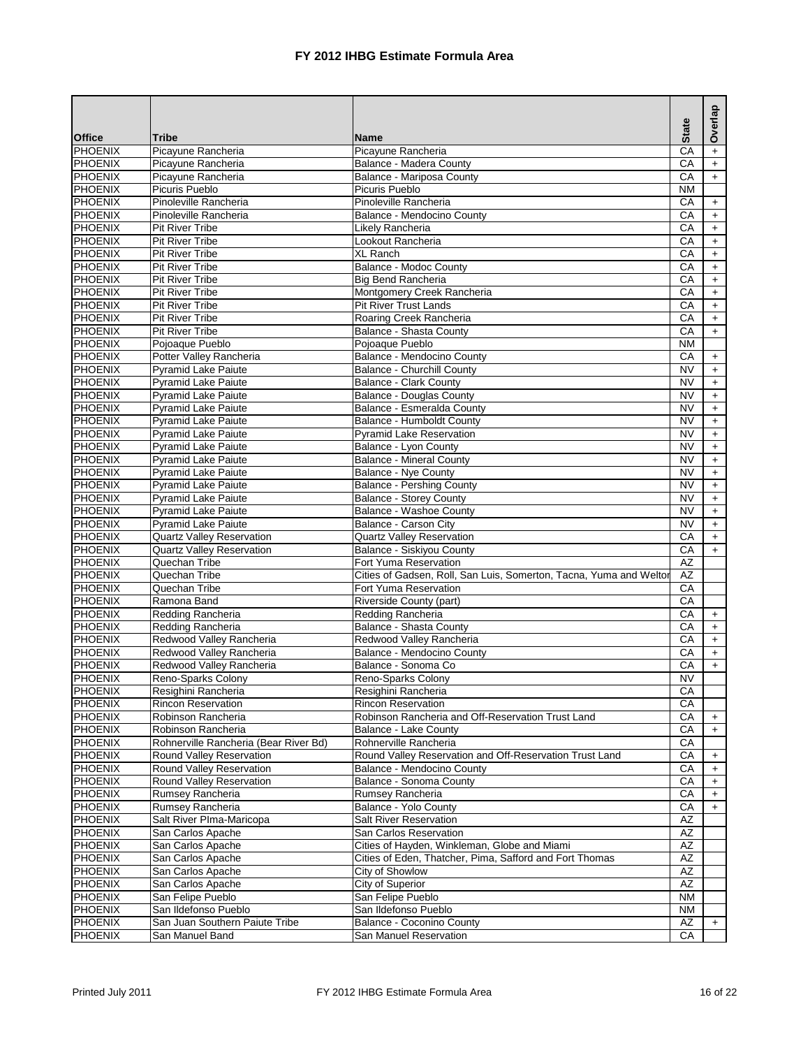# FY 2012 IHBG Estimate Formula Area

| Office | Tribe | Name | State | Overlap |
|---|---|---|---|---|
| PHOENIX | Picayune Rancheria | Picayune Rancheria | CA | + |
| PHOENIX | Picayune Rancheria | Balance - Madera County | CA | + |
| PHOENIX | Picayune Rancheria | Balance - Mariposa County | CA | + |
| PHOENIX | Picuris Pueblo | Picuris Pueblo | NM | |
| PHOENIX | Pinoleville Rancheria | Pinoleville Rancheria | CA | + |
| PHOENIX | Pinoleville Rancheria | Balance - Mendocino County | CA | + |
| PHOENIX | Pit River Tribe | Likely Rancheria | CA | + |
| PHOENIX | Pit River Tribe | Lookout Rancheria | CA | + |
| PHOENIX | Pit River Tribe | XL Ranch | CA | + |
| PHOENIX | Pit River Tribe | Balance - Modoc County | CA | + |
| PHOENIX | Pit River Tribe | Big Bend Rancheria | CA | + |
| PHOENIX | Pit River Tribe | Montgomery Creek Rancheria | CA | + |
| PHOENIX | Pit River Tribe | Pit River Trust Lands | CA | + |
| PHOENIX | Pit River Tribe | Roaring Creek Rancheria | CA | + |
| PHOENIX | Pit River Tribe | Balance - Shasta County | CA | + |
| PHOENIX | Pojoaque Pueblo | Pojoaque Pueblo | NM | |
| PHOENIX | Potter Valley Rancheria | Balance - Mendocino County | CA | + |
| PHOENIX | Pyramid Lake Paiute | Balance - Churchill County | NV | + |
| PHOENIX | Pyramid Lake Paiute | Balance - Clark County | NV | + |
| PHOENIX | Pyramid Lake Paiute | Balance - Douglas County | NV | + |
| PHOENIX | Pyramid Lake Paiute | Balance - Esmeralda County | NV | + |
| PHOENIX | Pyramid Lake Paiute | Balance - Humboldt County | NV | + |
| PHOENIX | Pyramid Lake Paiute | Pyramid Lake Reservation | NV | + |
| PHOENIX | Pyramid Lake Paiute | Balance - Lyon County | NV | + |
| PHOENIX | Pyramid Lake Paiute | Balance - Mineral County | NV | + |
| PHOENIX | Pyramid Lake Paiute | Balance - Nye County | NV | + |
| PHOENIX | Pyramid Lake Paiute | Balance - Pershing County | NV | + |
| PHOENIX | Pyramid Lake Paiute | Balance - Storey County | NV | + |
| PHOENIX | Pyramid Lake Paiute | Balance - Washoe County | NV | + |
| PHOENIX | Pyramid Lake Paiute | Balance - Carson City | NV | + |
| PHOENIX | Quartz Valley Reservation | Quartz Valley Reservation | CA | + |
| PHOENIX | Quartz Valley Reservation | Balance - Siskiyou County | CA | + |
| PHOENIX | Quechan Tribe | Fort Yuma Reservation | AZ | |
| PHOENIX | Quechan Tribe | Cities of Gadsen, Roll, San Luis, Somerton, Tacna, Yuma and Welton | AZ | |
| PHOENIX | Quechan Tribe | Fort Yuma Reservation | CA | |
| PHOENIX | Ramona Band | Riverside County (part) | CA | |
| PHOENIX | Redding Rancheria | Redding Rancheria | CA | + |
| PHOENIX | Redding Rancheria | Balance - Shasta County | CA | + |
| PHOENIX | Redwood Valley Rancheria | Redwood Valley Rancheria | CA | + |
| PHOENIX | Redwood Valley Rancheria | Balance - Mendocino County | CA | + |
| PHOENIX | Redwood Valley Rancheria | Balance - Sonoma Co | CA | + |
| PHOENIX | Reno-Sparks Colony | Reno-Sparks Colony | NV | |
| PHOENIX | Resighini Rancheria | Resighini Rancheria | CA | |
| PHOENIX | Rincon Reservation | Rincon Reservation | CA | |
| PHOENIX | Robinson Rancheria | Robinson Rancheria and Off-Reservation Trust Land | CA | + |
| PHOENIX | Robinson Rancheria | Balance - Lake County | CA | + |
| PHOENIX | Rohnerville Rancheria (Bear River Bd) | Rohnerville Rancheria | CA | |
| PHOENIX | Round Valley Reservation | Round Valley Reservation and Off-Reservation Trust Land | CA | + |
| PHOENIX | Round Valley Reservation | Balance - Mendocino County | CA | + |
| PHOENIX | Round Valley Reservation | Balance - Sonoma County | CA | + |
| PHOENIX | Rumsey Rancheria | Rumsey Rancheria | CA | + |
| PHOENIX | Rumsey Rancheria | Balance - Yolo County | CA | + |
| PHOENIX | Salt River PIma-Maricopa | Salt River Reservation | AZ | |
| PHOENIX | San Carlos Apache | San Carlos Reservation | AZ | |
| PHOENIX | San Carlos Apache | Cities of Hayden, Winkleman, Globe and Miami | AZ | |
| PHOENIX | San Carlos Apache | Cities of Eden, Thatcher, Pima, Safford and Fort Thomas | AZ | |
| PHOENIX | San Carlos Apache | City of Showlow | AZ | |
| PHOENIX | San Carlos Apache | City of Superior | AZ | |
| PHOENIX | San Felipe Pueblo | San Felipe Pueblo | NM | |
| PHOENIX | San Ildefonso Pueblo | San Ildefonso Pueblo | NM | |
| PHOENIX | San Juan Southern Paiute Tribe | Balance - Coconino County | AZ | + |
| PHOENIX | San Manuel Band | San Manuel Reservation | CA | |

Printed July 2011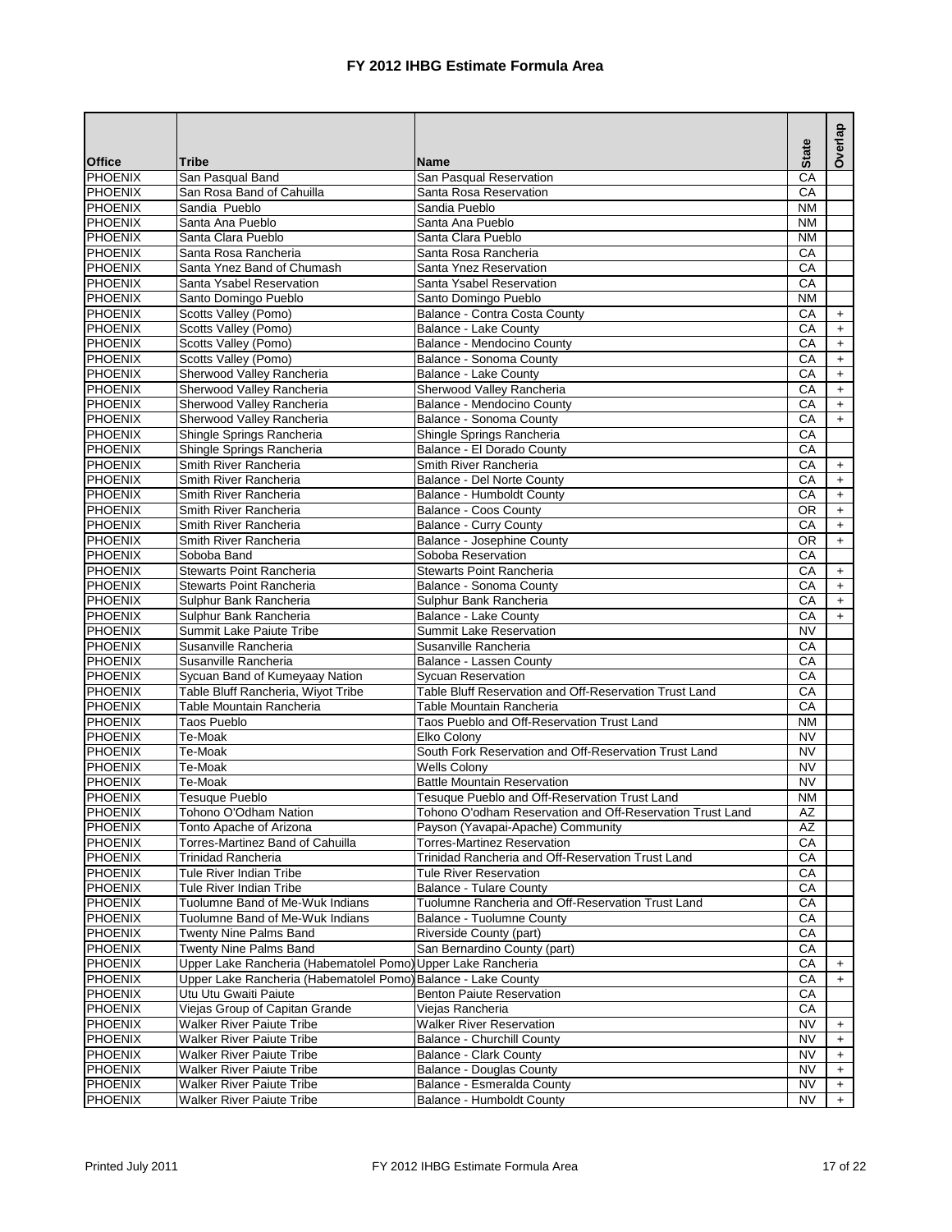# FY 2012 IHBG Estimate Formula Area

| Office | Tribe | Name | State | Overlap |
|---|---|---|---|---|
| PHOENIX | San Pasqual Band | San Pasqual Reservation | CA | |
| PHOENIX | San Rosa Band of Cahuilla | Santa Rosa Reservation | CA | |
| PHOENIX | Sandia Pueblo | Sandia Pueblo | NM | |
| PHOENIX | Santa Ana Pueblo | Santa Ana Pueblo | NM | |
| PHOENIX | Santa Clara Pueblo | Santa Clara Pueblo | NM | |
| PHOENIX | Santa Rosa Rancheria | Santa Rosa Rancheria | CA | |
| PHOENIX | Santa Ynez Band of Chumash | Santa Ynez Reservation | CA | |
| PHOENIX | Santa Ysabel Reservation | Santa Ysabel Reservation | CA | |
| PHOENIX | Santo Domingo Pueblo | Santo Domingo Pueblo | NM | |
| PHOENIX | Scotts Valley (Pomo) | Balance - Contra Costa County | CA | + |
| PHOENIX | Scotts Valley (Pomo) | Balance - Lake County | CA | + |
| PHOENIX | Scotts Valley (Pomo) | Balance - Mendocino County | CA | + |
| PHOENIX | Scotts Valley (Pomo) | Balance - Sonoma County | CA | + |
| PHOENIX | Sherwood Valley Rancheria | Balance - Lake County | CA | + |
| PHOENIX | Sherwood Valley Rancheria | Sherwood Valley Rancheria | CA | + |
| PHOENIX | Sherwood Valley Rancheria | Balance - Mendocino County | CA | + |
| PHOENIX | Sherwood Valley Rancheria | Balance - Sonoma County | CA | + |
| PHOENIX | Shingle Springs Rancheria | Shingle Springs Rancheria | CA | |
| PHOENIX | Shingle Springs Rancheria | Balance - El Dorado County | CA | |
| PHOENIX | Smith River Rancheria | Smith River Rancheria | CA | + |
| PHOENIX | Smith River Rancheria | Balance - Del Norte County | CA | + |
| PHOENIX | Smith River Rancheria | Balance - Humboldt County | CA | + |
| PHOENIX | Smith River Rancheria | Balance - Coos County | OR | + |
| PHOENIX | Smith River Rancheria | Balance - Curry County | CA | + |
| PHOENIX | Smith River Rancheria | Balance - Josephine County | OR | + |
| PHOENIX | Soboba Band | Soboba Reservation | CA | |
| PHOENIX | Stewarts Point Rancheria | Stewarts Point Rancheria | CA | + |
| PHOENIX | Stewarts Point Rancheria | Balance - Sonoma County | CA | + |
| PHOENIX | Sulphur Bank Rancheria | Sulphur Bank Rancheria | CA | + |
| PHOENIX | Sulphur Bank Rancheria | Balance - Lake County | CA | + |
| PHOENIX | Summit Lake Paiute Tribe | Summit Lake Reservation | NV | |
| PHOENIX | Susanville Rancheria | Susanville Rancheria | CA | |
| PHOENIX | Susanville Rancheria | Balance - Lassen County | CA | |
| PHOENIX | Sycuan Band of Kumeyaay Nation | Sycuan Reservation | CA | |
| PHOENIX | Table Bluff Rancheria, Wiyot Tribe | Table Bluff Reservation and Off-Reservation Trust Land | CA | |
| PHOENIX | Table Mountain Rancheria | Table Mountain Rancheria | CA | |
| PHOENIX | Taos Pueblo | Taos Pueblo and Off-Reservation Trust Land | NM | |
| PHOENIX | Te-Moak | Elko Colony | NV | |
| PHOENIX | Te-Moak | South Fork Reservation and Off-Reservation Trust Land | NV | |
| PHOENIX | Te-Moak | Wells Colony | NV | |
| PHOENIX | Te-Moak | Battle Mountain Reservation | NV | |
| PHOENIX | Tesuque Pueblo | Tesuque Pueblo and Off-Reservation Trust Land | NM | |
| PHOENIX | Tohono O'Odham Nation | Tohono O'odham Reservation and Off-Reservation Trust Land | AZ | |
| PHOENIX | Tonto Apache of Arizona | Payson (Yavapai-Apache) Community | AZ | |
| PHOENIX | Torres-Martinez Band of Cahuilla | Torres-Martinez Reservation | CA | |
| PHOENIX | Trinidad Rancheria | Trinidad Rancheria and Off-Reservation Trust Land | CA | |
| PHOENIX | Tule River Indian Tribe | Tule River Reservation | CA | |
| PHOENIX | Tule River Indian Tribe | Balance - Tulare County | CA | |
| PHOENIX | Tuolumne Band of Me-Wuk Indians | Tuolumne Rancheria and Off-Reservation Trust Land | CA | |
| PHOENIX | Tuolumne Band of Me-Wuk Indians | Balance - Tuolumne County | CA | |
| PHOENIX | Twenty Nine Palms Band | Riverside County (part) | CA | |
| PHOENIX | Twenty Nine Palms Band | San Bernardino County (part) | CA | |
| PHOENIX | Upper Lake Rancheria (Habematolel Pomo) | Upper Lake Rancheria | CA | + |
| PHOENIX | Upper Lake Rancheria (Habematolel Pomo) | Balance - Lake County | CA | + |
| PHOENIX | Utu Utu Gwaiti Paiute | Benton Paiute Reservation | CA | |
| PHOENIX | Viejas Group of Capitan Grande | Viejas Rancheria | CA | |
| PHOENIX | Walker River Paiute Tribe | Walker River Reservation | NV | + |
| PHOENIX | Walker River Paiute Tribe | Balance - Churchill County | NV | + |
| PHOENIX | Walker River Paiute Tribe | Balance - Clark County | NV | + |
| PHOENIX | Walker River Paiute Tribe | Balance - Douglas County | NV | + |
| PHOENIX | Walker River Paiute Tribe | Balance - Esmeralda County | NV | + |
| PHOENIX | Walker River Paiute Tribe | Balance - Humboldt County | NV | + |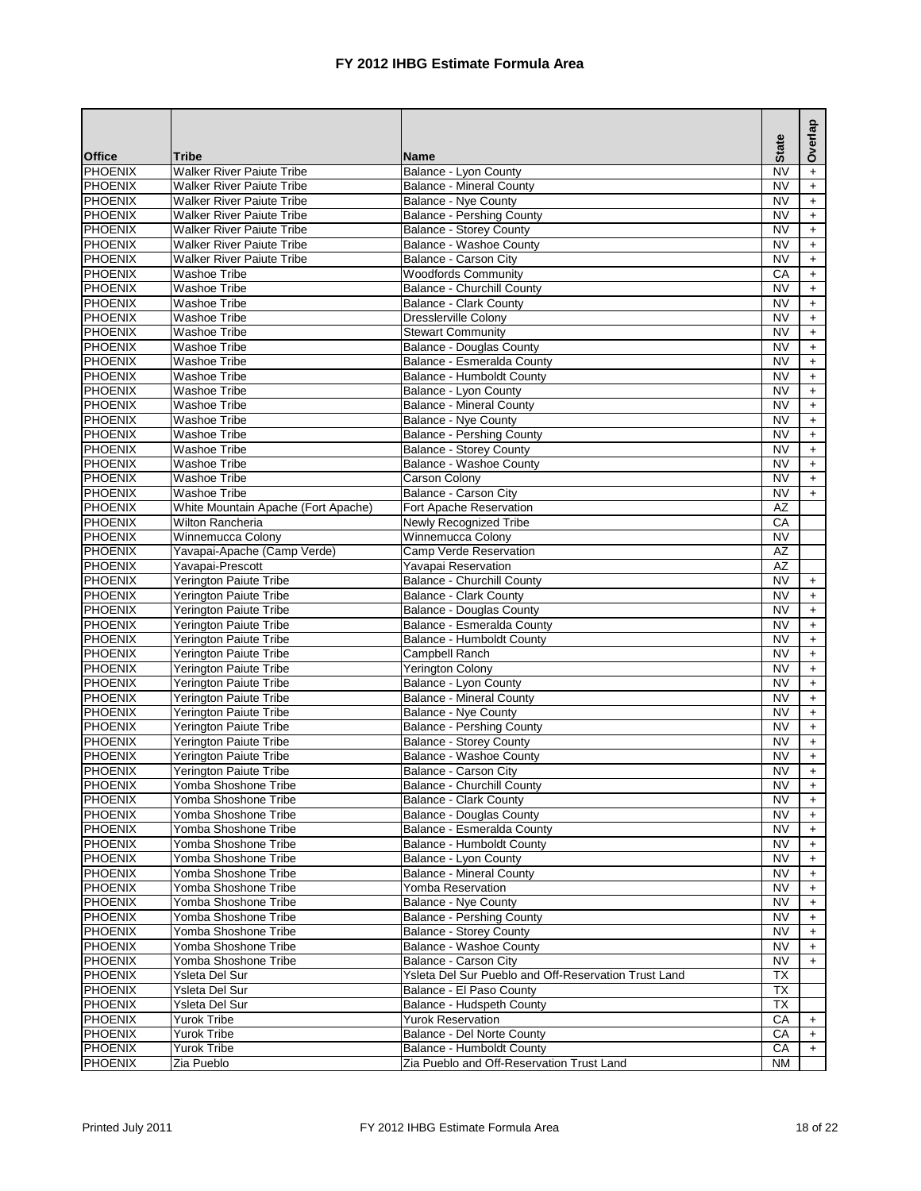# FY 2012 IHBG Estimate Formula Area

| Office | Tribe | Name | State | Overlap |
|---|---|---|---|---|
| PHOENIX | Walker River Paiute Tribe | Balance - Lyon County | NV | + |
| PHOENIX | Walker River Paiute Tribe | Balance - Mineral County | NV | + |
| PHOENIX | Walker River Paiute Tribe | Balance - Nye County | NV | + |
| PHOENIX | Walker River Paiute Tribe | Balance - Pershing County | NV | + |
| PHOENIX | Walker River Paiute Tribe | Balance - Storey County | NV | + |
| PHOENIX | Walker River Paiute Tribe | Balance - Washoe County | NV | + |
| PHOENIX | Walker River Paiute Tribe | Balance - Carson City | NV | + |
| PHOENIX | Washoe Tribe | Woodfords Community | CA | + |
| PHOENIX | Washoe Tribe | Balance - Churchill County | NV | + |
| PHOENIX | Washoe Tribe | Balance - Clark County | NV | + |
| PHOENIX | Washoe Tribe | Dresslerville Colony | NV | + |
| PHOENIX | Washoe Tribe | Stewart Community | NV | + |
| PHOENIX | Washoe Tribe | Balance - Douglas County | NV | + |
| PHOENIX | Washoe Tribe | Balance - Esmeralda County | NV | + |
| PHOENIX | Washoe Tribe | Balance - Humboldt County | NV | + |
| PHOENIX | Washoe Tribe | Balance - Lyon County | NV | + |
| PHOENIX | Washoe Tribe | Balance - Mineral County | NV | + |
| PHOENIX | Washoe Tribe | Balance - Nye County | NV | + |
| PHOENIX | Washoe Tribe | Balance - Pershing County | NV | + |
| PHOENIX | Washoe Tribe | Balance - Storey County | NV | + |
| PHOENIX | Washoe Tribe | Balance - Washoe County | NV | + |
| PHOENIX | Washoe Tribe | Carson Colony | NV | + |
| PHOENIX | Washoe Tribe | Balance - Carson City | NV | + |
| PHOENIX | White Mountain Apache (Fort Apache) | Fort Apache Reservation | AZ | |
| PHOENIX | Wilton Rancheria | Newly Recognized Tribe | CA | |
| PHOENIX | Winnemucca Colony | Winnemucca Colony | NV | |
| PHOENIX | Yavapai-Apache (Camp Verde) | Camp Verde Reservation | AZ | |
| PHOENIX | Yavapai-Prescott | Yavapai Reservation | AZ | |
| PHOENIX | Yerington Paiute Tribe | Balance - Churchill County | NV | + |
| PHOENIX | Yerington Paiute Tribe | Balance - Clark County | NV | + |
| PHOENIX | Yerington Paiute Tribe | Balance - Douglas County | NV | + |
| PHOENIX | Yerington Paiute Tribe | Balance - Esmeralda County | NV | + |
| PHOENIX | Yerington Paiute Tribe | Balance - Humboldt County | NV | + |
| PHOENIX | Yerington Paiute Tribe | Campbell Ranch | NV | + |
| PHOENIX | Yerington Paiute Tribe | Yerington Colony | NV | + |
| PHOENIX | Yerington Paiute Tribe | Balance - Lyon County | NV | + |
| PHOENIX | Yerington Paiute Tribe | Balance - Mineral County | NV | + |
| PHOENIX | Yerington Paiute Tribe | Balance - Nye County | NV | + |
| PHOENIX | Yerington Paiute Tribe | Balance - Pershing County | NV | + |
| PHOENIX | Yerington Paiute Tribe | Balance - Storey County | NV | + |
| PHOENIX | Yerington Paiute Tribe | Balance - Washoe County | NV | + |
| PHOENIX | Yerington Paiute Tribe | Balance - Carson City | NV | + |
| PHOENIX | Yomba Shoshone Tribe | Balance - Churchill County | NV | + |
| PHOENIX | Yomba Shoshone Tribe | Balance - Clark County | NV | + |
| PHOENIX | Yomba Shoshone Tribe | Balance - Douglas County | NV | + |
| PHOENIX | Yomba Shoshone Tribe | Balance - Esmeralda County | NV | + |
| PHOENIX | Yomba Shoshone Tribe | Balance - Humboldt County | NV | + |
| PHOENIX | Yomba Shoshone Tribe | Balance - Lyon County | NV | + |
| PHOENIX | Yomba Shoshone Tribe | Balance - Mineral County | NV | + |
| PHOENIX | Yomba Shoshone Tribe | Yomba Reservation | NV | + |
| PHOENIX | Yomba Shoshone Tribe | Balance - Nye County | NV | + |
| PHOENIX | Yomba Shoshone Tribe | Balance - Pershing County | NV | + |
| PHOENIX | Yomba Shoshone Tribe | Balance - Storey County | NV | + |
| PHOENIX | Yomba Shoshone Tribe | Balance - Washoe County | NV | + |
| PHOENIX | Yomba Shoshone Tribe | Balance - Carson City | NV | + |
| PHOENIX | Ysleta Del Sur | Ysleta Del Sur Pueblo and Off-Reservation Trust Land | TX | |
| PHOENIX | Ysleta Del Sur | Balance - El Paso County | TX | |
| PHOENIX | Ysleta Del Sur | Balance - Hudspeth County | TX | |
| PHOENIX | Yurok Tribe | Yurok Reservation | CA | + |
| PHOENIX | Yurok Tribe | Balance - Del Norte County | CA | + |
| PHOENIX | Yurok Tribe | Balance - Humboldt County | CA | + |
| PHOENIX | Zia Pueblo | Zia Pueblo and Off-Reservation Trust Land | NM | |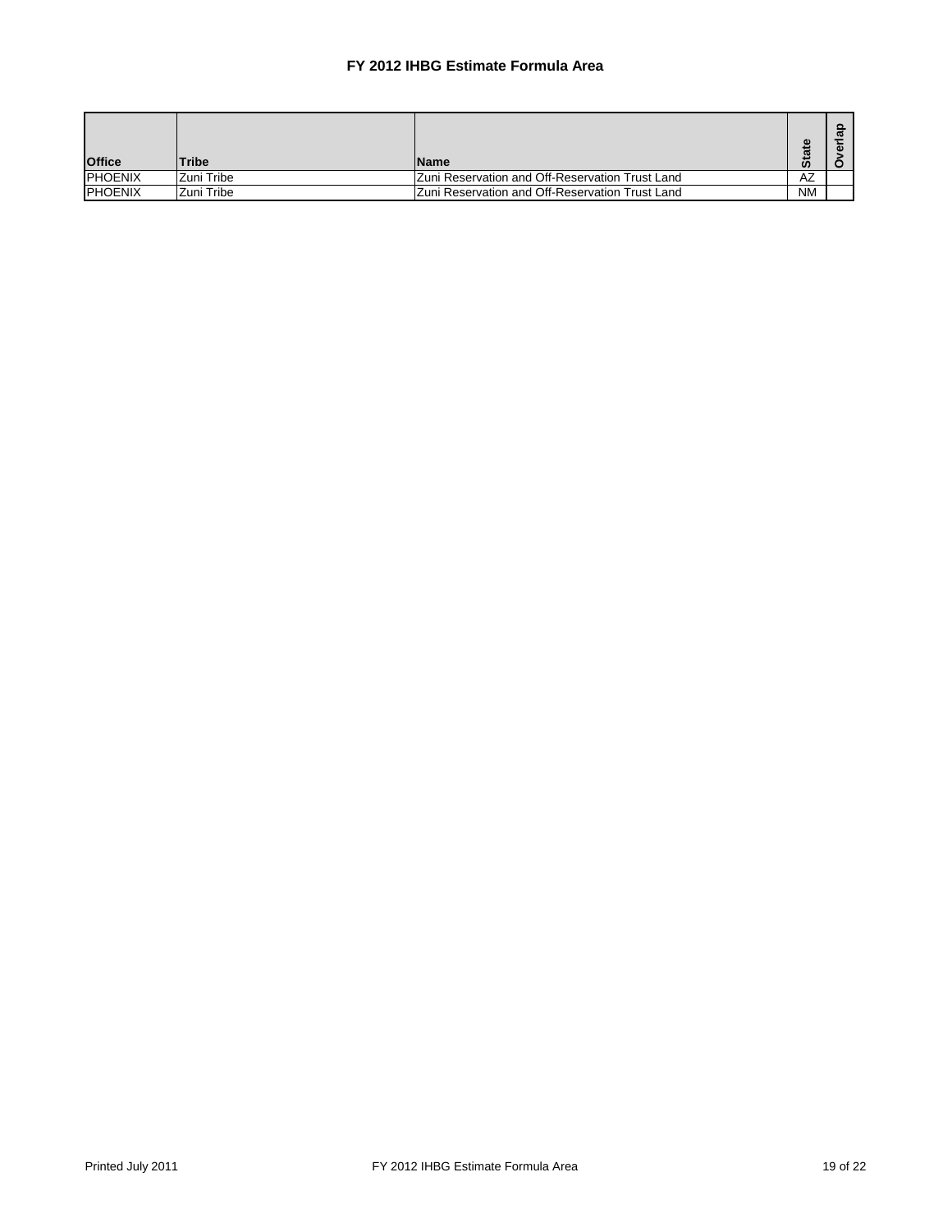# FY 2012 IHBG Estimate Formula Area

| Office | Tribe | Name | State | Overlap |
|---|---|---|---|---|
| PHOENIX | Zuni Tribe | Zuni Reservation and Off-Reservation Trust Land | AZ | |
| PHOENIX | Zuni Tribe | Zuni Reservation and Off-Reservation Trust Land | NM | |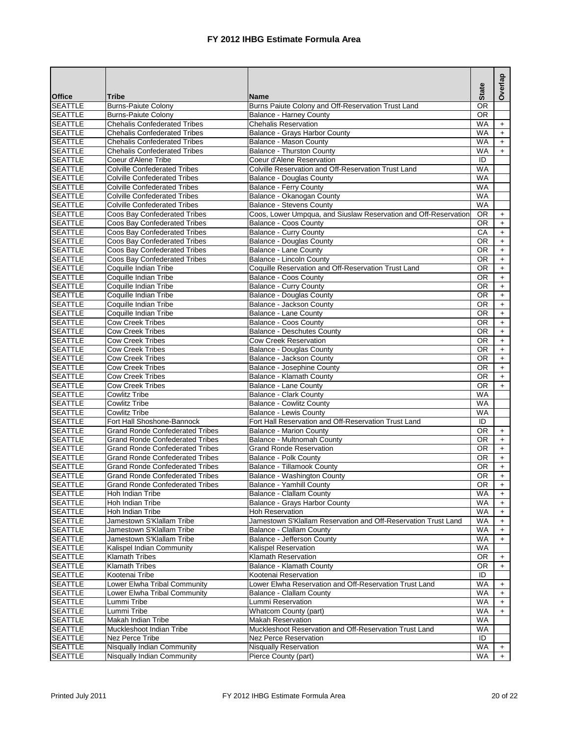# FY 2012 IHBG Estimate Formula Area

| Office | Tribe | Name | State | Overlap |
|---|---|---|---|---|
| SEATTLE | Burns-Paiute Colony | Burns Paiute Colony and Off-Reservation Trust Land | OR | |
| SEATTLE | Burns-Paiute Colony | Balance - Harney County | OR | |
| SEATTLE | Chehalis Confederated Tribes | Chehalis Reservation | WA | + |
| SEATTLE | Chehalis Confederated Tribes | Balance - Grays Harbor County | WA | + |
| SEATTLE | Chehalis Confederated Tribes | Balance - Mason County | WA | + |
| SEATTLE | Chehalis Confederated Tribes | Balance - Thurston County | WA | + |
| SEATTLE | Coeur d'Alene Tribe | Coeur d'Alene Reservation | ID | |
| SEATTLE | Colville Confederated Tribes | Colville Reservation and Off-Reservation Trust Land | WA | |
| SEATTLE | Colville Confederated Tribes | Balance - Douglas County | WA | |
| SEATTLE | Colville Confederated Tribes | Balance - Ferry County | WA | |
| SEATTLE | Colville Confederated Tribes | Balance - Okanogan County | WA | |
| SEATTLE | Colville Confederated Tribes | Balance - Stevens County | WA | |
| SEATTLE | Coos Bay Confederated Tribes | Coos, Lower Umpqua, and Siuslaw Reservation and Off-Reservation | OR | + |
| SEATTLE | Coos Bay Confederated Tribes | Balance - Coos County | OR | + |
| SEATTLE | Coos Bay Confederated Tribes | Balance - Curry County | CA | + |
| SEATTLE | Coos Bay Confederated Tribes | Balance - Douglas County | OR | + |
| SEATTLE | Coos Bay Confederated Tribes | Balance - Lane County | OR | + |
| SEATTLE | Coos Bay Confederated Tribes | Balance - Lincoln County | OR | + |
| SEATTLE | Coquille Indian Tribe | Coquille Reservation and Off-Reservation Trust Land | OR | + |
| SEATTLE | Coquille Indian Tribe | Balance - Coos County | OR | + |
| SEATTLE | Coquille Indian Tribe | Balance - Curry County | OR | + |
| SEATTLE | Coquille Indian Tribe | Balance - Douglas County | OR | + |
| SEATTLE | Coquille Indian Tribe | Balance - Jackson County | OR | + |
| SEATTLE | Coquille Indian Tribe | Balance - Lane County | OR | + |
| SEATTLE | Cow Creek Tribes | Balance - Coos County | OR | + |
| SEATTLE | Cow Creek Tribes | Balance - Deschutes County | OR | + |
| SEATTLE | Cow Creek Tribes | Cow Creek Reservation | OR | + |
| SEATTLE | Cow Creek Tribes | Balance - Douglas County | OR | + |
| SEATTLE | Cow Creek Tribes | Balance - Jackson County | OR | + |
| SEATTLE | Cow Creek Tribes | Balance - Josephine County | OR | + |
| SEATTLE | Cow Creek Tribes | Balance - Klamath County | OR | + |
| SEATTLE | Cow Creek Tribes | Balance - Lane County | OR | + |
| SEATTLE | Cowlitz Tribe | Balance - Clark County | WA | |
| SEATTLE | Cowlitz Tribe | Balance - Cowlitz County | WA | |
| SEATTLE | Cowlitz Tribe | Balance - Lewis County | WA | |
| SEATTLE | Fort Hall Shoshone-Bannock | Fort Hall Reservation and Off-Reservation Trust Land | ID | |
| SEATTLE | Grand Ronde Confederated Tribes | Balance - Marion County | OR | + |
| SEATTLE | Grand Ronde Confederated Tribes | Balance - Multnomah County | OR | + |
| SEATTLE | Grand Ronde Confederated Tribes | Grand Ronde Reservation | OR | + |
| SEATTLE | Grand Ronde Confederated Tribes | Balance - Polk County | OR | + |
| SEATTLE | Grand Ronde Confederated Tribes | Balance - Tillamook County | OR | + |
| SEATTLE | Grand Ronde Confederated Tribes | Balance - Washington County | OR | + |
| SEATTLE | Grand Ronde Confederated Tribes | Balance - Yamhill County | OR | + |
| SEATTLE | Hoh Indian Tribe | Balance - Clallam County | WA | + |
| SEATTLE | Hoh Indian Tribe | Balance - Grays Harbor County | WA | + |
| SEATTLE | Hoh Indian Tribe | Hoh Reservation | WA | + |
| SEATTLE | Jamestown S'Klallam Tribe | Jamestown S'Klallam Reservation and Off-Reservation Trust Land | WA | + |
| SEATTLE | Jamestown S'Klallam Tribe | Balance - Clallam County | WA | + |
| SEATTLE | Jamestown S'Klallam Tribe | Balance - Jefferson County | WA | + |
| SEATTLE | Kalispel Indian Community | Kalispel Reservation | WA | |
| SEATTLE | Klamath Tribes | Klamath Reservation | OR | + |
| SEATTLE | Klamath Tribes | Balance - Klamath County | OR | + |
| SEATTLE | Kootenai Tribe | Kootenai Reservation | ID | |
| SEATTLE | Lower Elwha Tribal Community | Lower Elwha Reservation and Off-Reservation Trust Land | WA | + |
| SEATTLE | Lower Elwha Tribal Community | Balance - Clallam County | WA | + |
| SEATTLE | Lummi Tribe | Lummi Reservation | WA | + |
| SEATTLE | Lummi Tribe | Whatcom County (part) | WA | + |
| SEATTLE | Makah Indian Tribe | Makah Reservation | WA | |
| SEATTLE | Muckleshoot Indian Tribe | Muckleshoot Reservation and Off-Reservation Trust Land | WA | |
| SEATTLE | Nez Perce Tribe | Nez Perce Reservation | ID | |
| SEATTLE | Nisqually Indian Community | Nisqually Reservation | WA | + |
| SEATTLE | Nisqually Indian Community | Pierce County (part) | WA | + |

Printed July 2011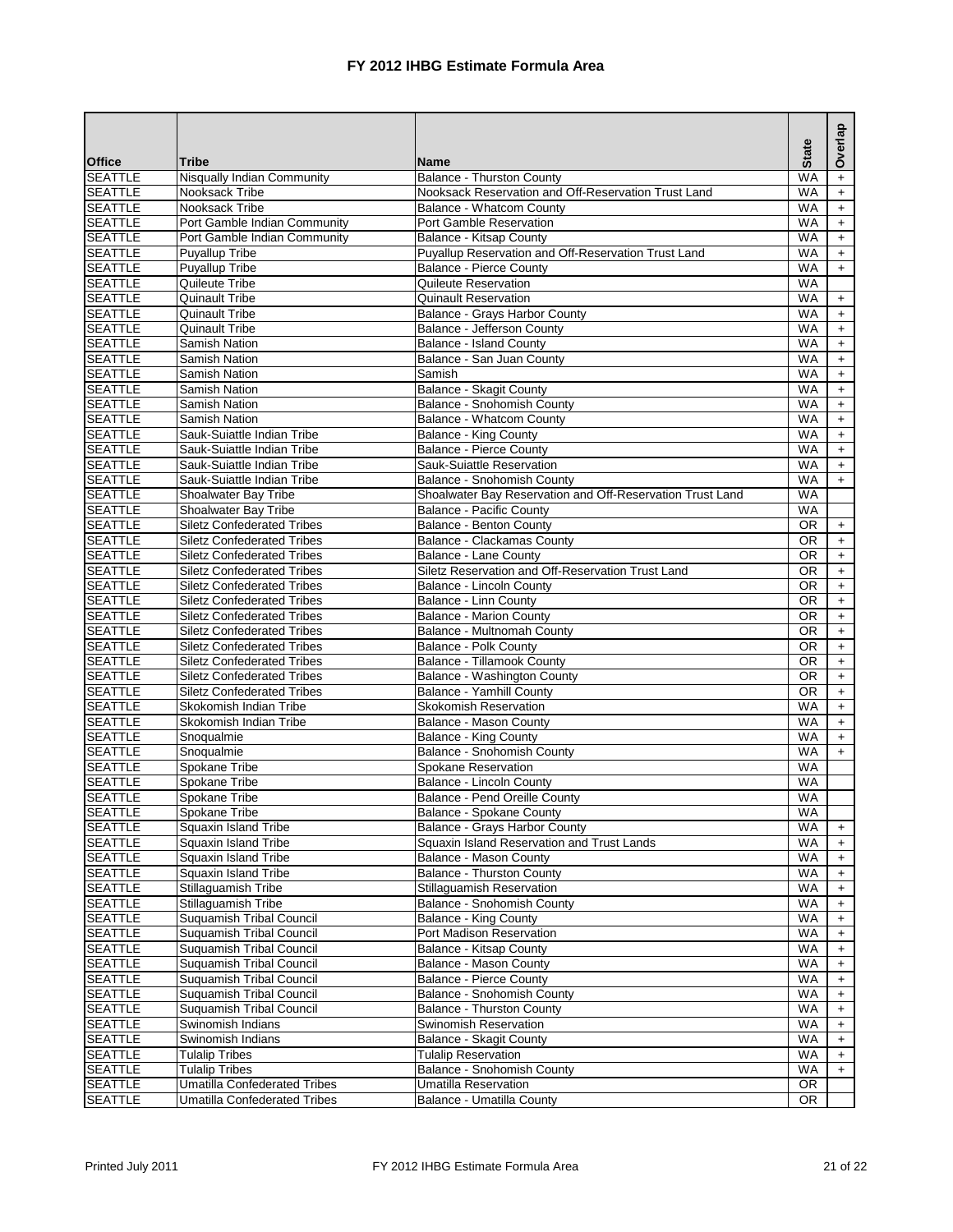# FY 2012 IHBG Estimate Formula Area

| Office | Tribe | Name | State | Overlap |
|---|---|---|---|---|
| SEATTLE | Nisqually Indian Community | Balance - Thurston County | WA | + |
| SEATTLE | Nooksack Tribe | Nooksack Reservation and Off-Reservation Trust Land | WA | + |
| SEATTLE | Nooksack Tribe | Balance - Whatcom County | WA | + |
| SEATTLE | Port Gamble Indian Community | Port Gamble Reservation | WA | + |
| SEATTLE | Port Gamble Indian Community | Balance - Kitsap County | WA | + |
| SEATTLE | Puyallup Tribe | Puyallup Reservation and Off-Reservation Trust Land | WA | + |
| SEATTLE | Puyallup Tribe | Balance - Pierce County | WA | + |
| SEATTLE | Quileute Tribe | Quileute Reservation | WA | |
| SEATTLE | Quinault Tribe | Quinault Reservation | WA | + |
| SEATTLE | Quinault Tribe | Balance - Grays Harbor County | WA | + |
| SEATTLE | Quinault Tribe | Balance - Jefferson County | WA | + |
| SEATTLE | Samish Nation | Balance - Island County | WA | + |
| SEATTLE | Samish Nation | Balance - San Juan County | WA | + |
| SEATTLE | Samish Nation | Samish | WA | + |
| SEATTLE | Samish Nation | Balance - Skagit County | WA | + |
| SEATTLE | Samish Nation | Balance - Snohomish County | WA | + |
| SEATTLE | Samish Nation | Balance - Whatcom County | WA | + |
| SEATTLE | Sauk-Suiattle Indian Tribe | Balance - King County | WA | + |
| SEATTLE | Sauk-Suiattle Indian Tribe | Balance - Pierce County | WA | + |
| SEATTLE | Sauk-Suiattle Indian Tribe | Sauk-Suiattle Reservation | WA | + |
| SEATTLE | Sauk-Suiattle Indian Tribe | Balance - Snohomish County | WA | + |
| SEATTLE | Shoalwater Bay Tribe | Shoalwater Bay Reservation and Off-Reservation Trust Land | WA | |
| SEATTLE | Shoalwater Bay Tribe | Balance - Pacific County | WA | |
| SEATTLE | Siletz Confederated Tribes | Balance - Benton County | OR | + |
| SEATTLE | Siletz Confederated Tribes | Balance - Clackamas County | OR | + |
| SEATTLE | Siletz Confederated Tribes | Balance - Lane County | OR | + |
| SEATTLE | Siletz Confederated Tribes | Siletz Reservation and Off-Reservation Trust Land | OR | + |
| SEATTLE | Siletz Confederated Tribes | Balance - Lincoln County | OR | + |
| SEATTLE | Siletz Confederated Tribes | Balance - Linn County | OR | + |
| SEATTLE | Siletz Confederated Tribes | Balance - Marion County | OR | + |
| SEATTLE | Siletz Confederated Tribes | Balance - Multnomah County | OR | + |
| SEATTLE | Siletz Confederated Tribes | Balance - Polk County | OR | + |
| SEATTLE | Siletz Confederated Tribes | Balance - Tillamook County | OR | + |
| SEATTLE | Siletz Confederated Tribes | Balance - Washington County | OR | + |
| SEATTLE | Siletz Confederated Tribes | Balance - Yamhill County | OR | + |
| SEATTLE | Skokomish Indian Tribe | Skokomish Reservation | WA | + |
| SEATTLE | Skokomish Indian Tribe | Balance - Mason County | WA | + |
| SEATTLE | Snoqualmie | Balance - King County | WA | + |
| SEATTLE | Snoqualmie | Balance - Snohomish County | WA | + |
| SEATTLE | Spokane Tribe | Spokane Reservation | WA | |
| SEATTLE | Spokane Tribe | Balance - Lincoln County | WA | |
| SEATTLE | Spokane Tribe | Balance - Pend Oreille County | WA | |
| SEATTLE | Spokane Tribe | Balance - Spokane County | WA | |
| SEATTLE | Squaxin Island Tribe | Balance - Grays Harbor County | WA | + |
| SEATTLE | Squaxin Island Tribe | Squaxin Island Reservation and Trust Lands | WA | + |
| SEATTLE | Squaxin Island Tribe | Balance - Mason County | WA | + |
| SEATTLE | Squaxin Island Tribe | Balance - Thurston County | WA | + |
| SEATTLE | Stillaguamish Tribe | Stillaguamish Reservation | WA | + |
| SEATTLE | Stillaguamish Tribe | Balance - Snohomish County | WA | + |
| SEATTLE | Suquamish Tribal Council | Balance - King County | WA | + |
| SEATTLE | Suquamish Tribal Council | Port Madison Reservation | WA | + |
| SEATTLE | Suquamish Tribal Council | Balance - Kitsap County | WA | + |
| SEATTLE | Suquamish Tribal Council | Balance - Mason County | WA | + |
| SEATTLE | Suquamish Tribal Council | Balance - Pierce County | WA | + |
| SEATTLE | Suquamish Tribal Council | Balance - Snohomish County | WA | + |
| SEATTLE | Suquamish Tribal Council | Balance - Thurston County | WA | + |
| SEATTLE | Swinomish Indians | Swinomish Reservation | WA | + |
| SEATTLE | Swinomish Indians | Balance - Skagit County | WA | + |
| SEATTLE | Tulalip Tribes | Tulalip Reservation | WA | + |
| SEATTLE | Tulalip Tribes | Balance - Snohomish County | WA | + |
| SEATTLE | Umatilla Confederated Tribes | Umatilla Reservation | OR | |
| SEATTLE | Umatilla Confederated Tribes | Balance - Umatilla County | OR | |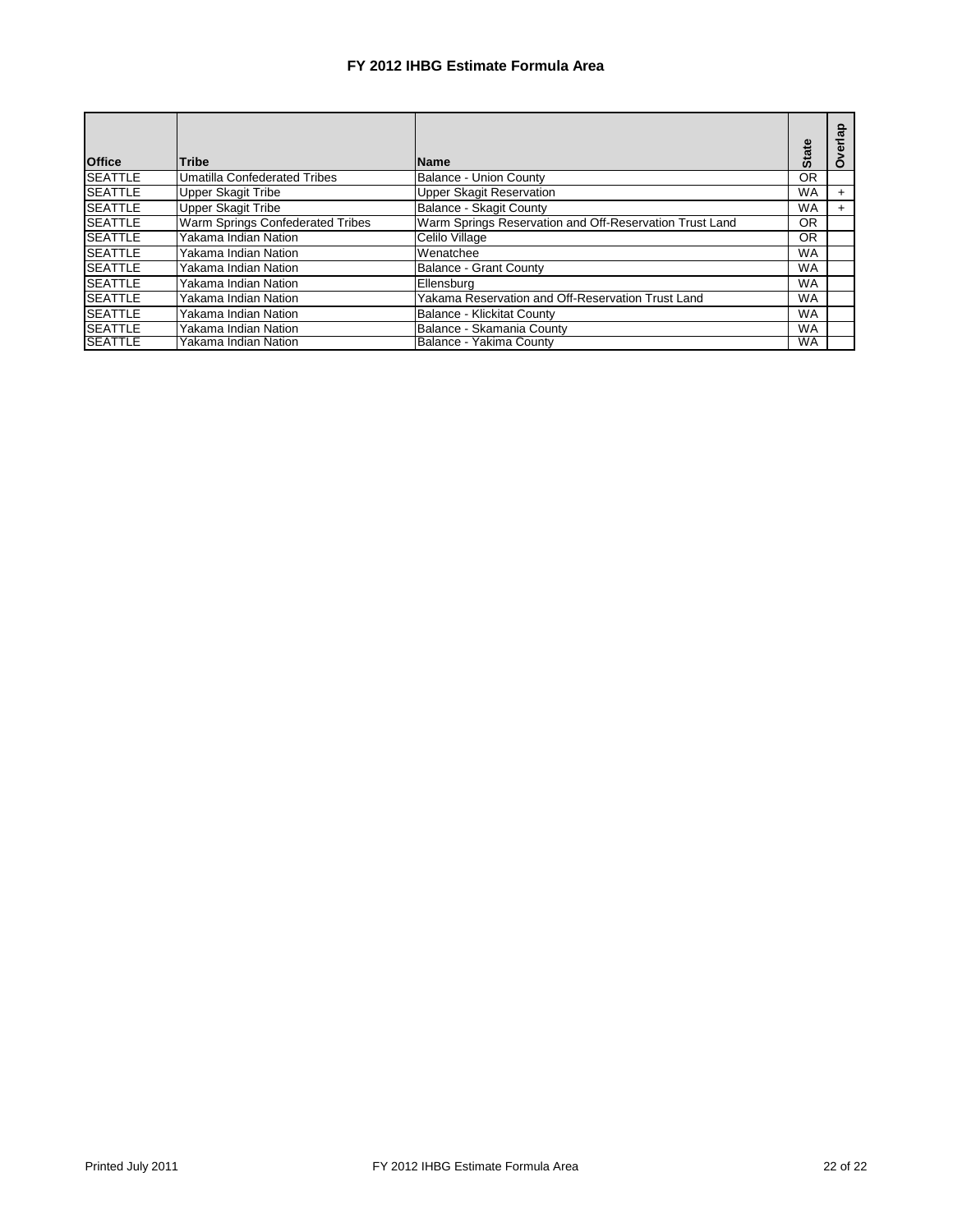# FY 2012 IHBG Estimate Formula Area

| Office | Tribe | Name | State | Overlap |
|---|---|---|---|---|
| SEATTLE | Umatilla Confederated Tribes | Balance - Union County | OR | |
| SEATTLE | Upper Skagit Tribe | Upper Skagit Reservation | WA | + |
| SEATTLE | Upper Skagit Tribe | Balance - Skagit County | WA | + |
| SEATTLE | Warm Springs Confederated Tribes | Warm Springs Reservation and Off-Reservation Trust Land | OR | |
| SEATTLE | Yakama Indian Nation | Celilo Village | OR | |
| SEATTLE | Yakama Indian Nation | Wenatchee | WA | |
| SEATTLE | Yakama Indian Nation | Balance - Grant County | WA | |
| SEATTLE | Yakama Indian Nation | Ellensburg | WA | |
| SEATTLE | Yakama Indian Nation | Yakama Reservation and Off-Reservation Trust Land | WA | |
| SEATTLE | Yakama Indian Nation | Balance - Klickitat County | WA | |
| SEATTLE | Yakama Indian Nation | Balance - Skamania County | WA | |
| SEATTLE | Yakama Indian Nation | Balance - Yakima County | WA | |

Printed July 2011